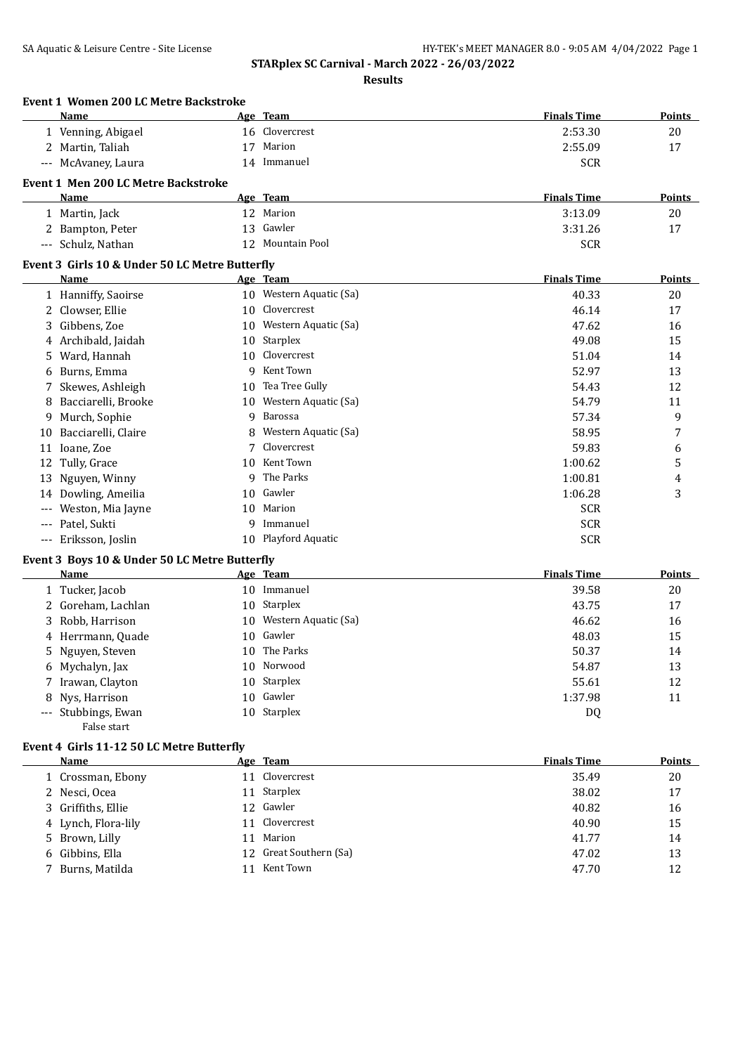# STARplex SC Carnival - March 2022 - 26/03/2022

## Results

### Event 1 Women 200 LC Metre Backstroke

| | Name | Age | Team | Finals Time | Points |
|---|---|---|---|---|---|
| 1 | Venning, Abigael | 16 | Clovercrest | 2:53.30 | 20 |
| 2 | Martin, Taliah | 17 | Marion | 2:55.09 | 17 |
| --- | McAvaney, Laura | 14 | Immanuel | SCR | |

### Event 1 Men 200 LC Metre Backstroke

| | Name | Age | Team | Finals Time | Points |
|---|---|---|---|---|---|
| 1 | Martin, Jack | 12 | Marion | 3:13.09 | 20 |
| 2 | Bampton, Peter | 13 | Gawler | 3:31.26 | 17 |
| --- | Schulz, Nathan | 12 | Mountain Pool | SCR | |

### Event 3 Girls 10 & Under 50 LC Metre Butterfly

| | Name | Age | Team | Finals Time | Points |
|---|---|---|---|---|---|
| 1 | Hanniffy, Saoirse | 10 | Western Aquatic (Sa) | 40.33 | 20 |
| 2 | Clowser, Ellie | 10 | Clovercrest | 46.14 | 17 |
| 3 | Gibbens, Zoe | 10 | Western Aquatic (Sa) | 47.62 | 16 |
| 4 | Archibald, Jaidah | 10 | Starplex | 49.08 | 15 |
| 5 | Ward, Hannah | 10 | Clovercrest | 51.04 | 14 |
| 6 | Burns, Emma | 9 | Kent Town | 52.97 | 13 |
| 7 | Skewes, Ashleigh | 10 | Tea Tree Gully | 54.43 | 12 |
| 8 | Bacciarelli, Brooke | 10 | Western Aquatic (Sa) | 54.79 | 11 |
| 9 | Murch, Sophie | 9 | Barossa | 57.34 | 9 |
| 10 | Bacciarelli, Claire | 8 | Western Aquatic (Sa) | 58.95 | 7 |
| 11 | Ioane, Zoe | 7 | Clovercrest | 59.83 | 6 |
| 12 | Tully, Grace | 10 | Kent Town | 1:00.62 | 5 |
| 13 | Nguyen, Winny | 9 | The Parks | 1:00.81 | 4 |
| 14 | Dowling, Ameilia | 10 | Gawler | 1:06.28 | 3 |
| --- | Weston, Mia Jayne | 10 | Marion | SCR | |
| --- | Patel, Sukti | 9 | Immanuel | SCR | |
| --- | Eriksson, Joslin | 10 | Playford Aquatic | SCR | |

### Event 3 Boys 10 & Under 50 LC Metre Butterfly

| | Name | Age | Team | Finals Time | Points |
|---|---|---|---|---|---|
| 1 | Tucker, Jacob | 10 | Immanuel | 39.58 | 20 |
| 2 | Goreham, Lachlan | 10 | Starplex | 43.75 | 17 |
| 3 | Robb, Harrison | 10 | Western Aquatic (Sa) | 46.62 | 16 |
| 4 | Herrmann, Quade | 10 | Gawler | 48.03 | 15 |
| 5 | Nguyen, Steven | 10 | The Parks | 50.37 | 14 |
| 6 | Mychalyn, Jax | 10 | Norwood | 54.87 | 13 |
| 7 | Irawan, Clayton | 10 | Starplex | 55.61 | 12 |
| 8 | Nys, Harrison | 10 | Gawler | 1:37.98 | 11 |
| --- | Stubbings, Ewan | 10 | Starplex | DQ | |
| | False start | | | | |

### Event 4 Girls 11-12 50 LC Metre Butterfly

| | Name | Age | Team | Finals Time | Points |
|---|---|---|---|---|---|
| 1 | Crossman, Ebony | 11 | Clovercrest | 35.49 | 20 |
| 2 | Nesci, Ocea | 11 | Starplex | 38.02 | 17 |
| 3 | Griffiths, Ellie | 12 | Gawler | 40.82 | 16 |
| 4 | Lynch, Flora-lily | 11 | Clovercrest | 40.90 | 15 |
| 5 | Brown, Lilly | 11 | Marion | 41.77 | 14 |
| 6 | Gibbins, Ella | 12 | Great Southern (Sa) | 47.02 | 13 |
| 7 | Burns, Matilda | 11 | Kent Town | 47.70 | 12 |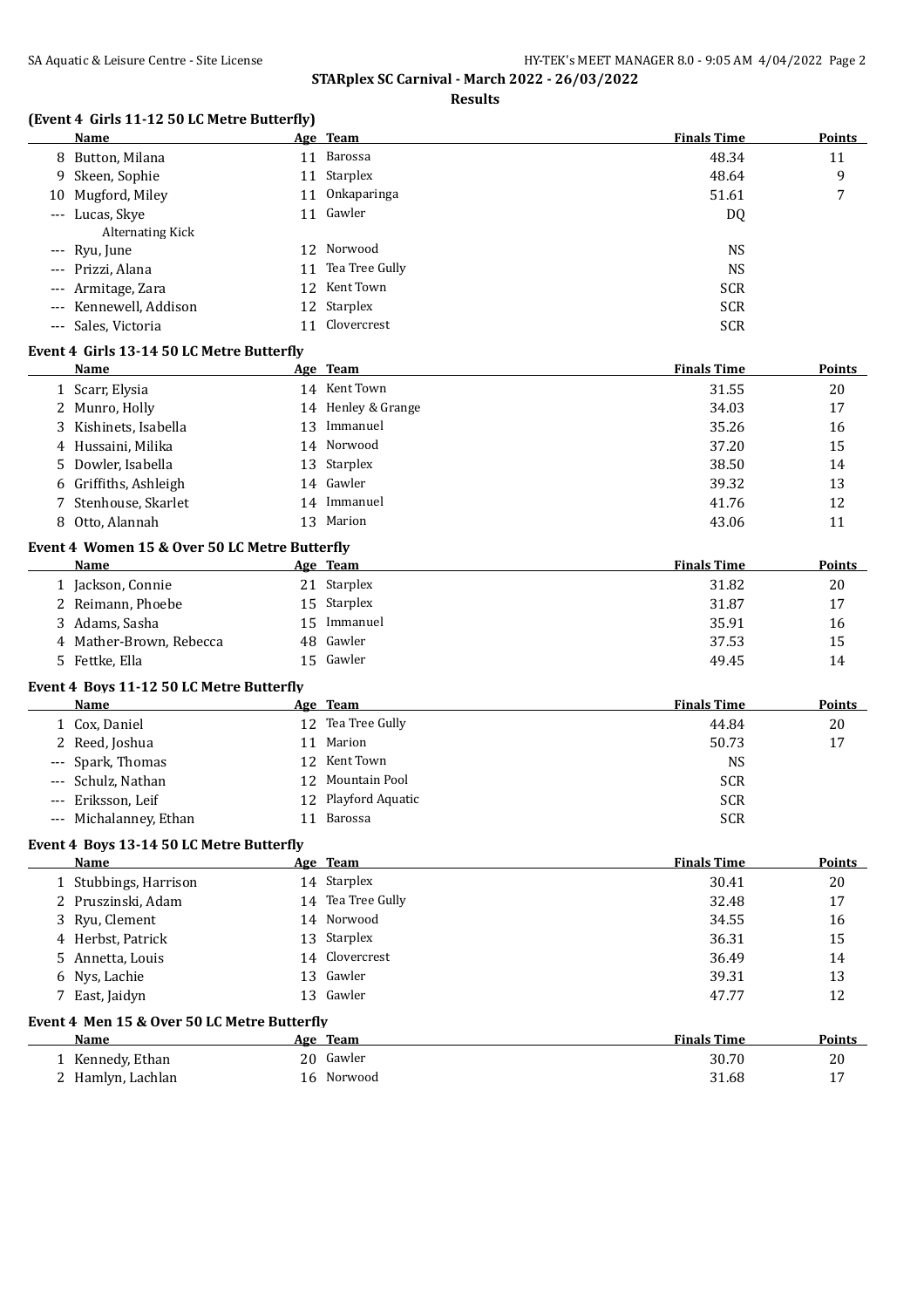**STARplex SC Carnival - March 2022 - 26/03/2022**

**Results**

### (Event 4 Girls 11-12 50 LC Metre Butterfly)

| | Name | Age | Team | Finals Time | Points |
|---|---|---|---|---|---|
| 8 | Button, Milana | 11 | Barossa | 48.34 | 11 |
| 9 | Skeen, Sophie | 11 | Starplex | 48.64 | 9 |
| 10 | Mugford, Miley | 11 | Onkaparinga | 51.61 | 7 |
| --- | Lucas, Skye | 11 | Gawler | DQ | |
| | Alternating Kick | | | | |
| --- | Ryu, June | 12 | Norwood | NS | |
| --- | Prizzi, Alana | 11 | Tea Tree Gully | NS | |
| --- | Armitage, Zara | 12 | Kent Town | SCR | |
| --- | Kennewell, Addison | 12 | Starplex | SCR | |
| --- | Sales, Victoria | 11 | Clovercrest | SCR | |

### Event 4 Girls 13-14 50 LC Metre Butterfly

| | Name | Age | Team | Finals Time | Points |
|---|---|---|---|---|---|
| 1 | Scarr, Elysia | 14 | Kent Town | 31.55 | 20 |
| 2 | Munro, Holly | 14 | Henley & Grange | 34.03 | 17 |
| 3 | Kishinets, Isabella | 13 | Immanuel | 35.26 | 16 |
| 4 | Hussaini, Milika | 14 | Norwood | 37.20 | 15 |
| 5 | Dowler, Isabella | 13 | Starplex | 38.50 | 14 |
| 6 | Griffiths, Ashleigh | 14 | Gawler | 39.32 | 13 |
| 7 | Stenhouse, Skarlet | 14 | Immanuel | 41.76 | 12 |
| 8 | Otto, Alannah | 13 | Marion | 43.06 | 11 |

### Event 4 Women 15 & Over 50 LC Metre Butterfly

| | Name | Age | Team | Finals Time | Points |
|---|---|---|---|---|---|
| 1 | Jackson, Connie | 21 | Starplex | 31.82 | 20 |
| 2 | Reimann, Phoebe | 15 | Starplex | 31.87 | 17 |
| 3 | Adams, Sasha | 15 | Immanuel | 35.91 | 16 |
| 4 | Mather-Brown, Rebecca | 48 | Gawler | 37.53 | 15 |
| 5 | Fettke, Ella | 15 | Gawler | 49.45 | 14 |

### Event 4 Boys 11-12 50 LC Metre Butterfly

| | Name | Age | Team | Finals Time | Points |
|---|---|---|---|---|---|
| 1 | Cox, Daniel | 12 | Tea Tree Gully | 44.84 | 20 |
| 2 | Reed, Joshua | 11 | Marion | 50.73 | 17 |
| --- | Spark, Thomas | 12 | Kent Town | NS | |
| --- | Schulz, Nathan | 12 | Mountain Pool | SCR | |
| --- | Eriksson, Leif | 12 | Playford Aquatic | SCR | |
| --- | Michalanney, Ethan | 11 | Barossa | SCR | |

### Event 4 Boys 13-14 50 LC Metre Butterfly

| | Name | Age | Team | Finals Time | Points |
|---|---|---|---|---|---|
| 1 | Stubbings, Harrison | 14 | Starplex | 30.41 | 20 |
| 2 | Pruszinski, Adam | 14 | Tea Tree Gully | 32.48 | 17 |
| 3 | Ryu, Clement | 14 | Norwood | 34.55 | 16 |
| 4 | Herbst, Patrick | 13 | Starplex | 36.31 | 15 |
| 5 | Annetta, Louis | 14 | Clovercrest | 36.49 | 14 |
| 6 | Nys, Lachie | 13 | Gawler | 39.31 | 13 |
| 7 | East, Jaidyn | 13 | Gawler | 47.77 | 12 |

### Event 4 Men 15 & Over 50 LC Metre Butterfly

| | Name | Age | Team | Finals Time | Points |
|---|---|---|---|---|---|
| 1 | Kennedy, Ethan | 20 | Gawler | 30.70 | 20 |
| 2 | Hamlyn, Lachlan | 16 | Norwood | 31.68 | 17 |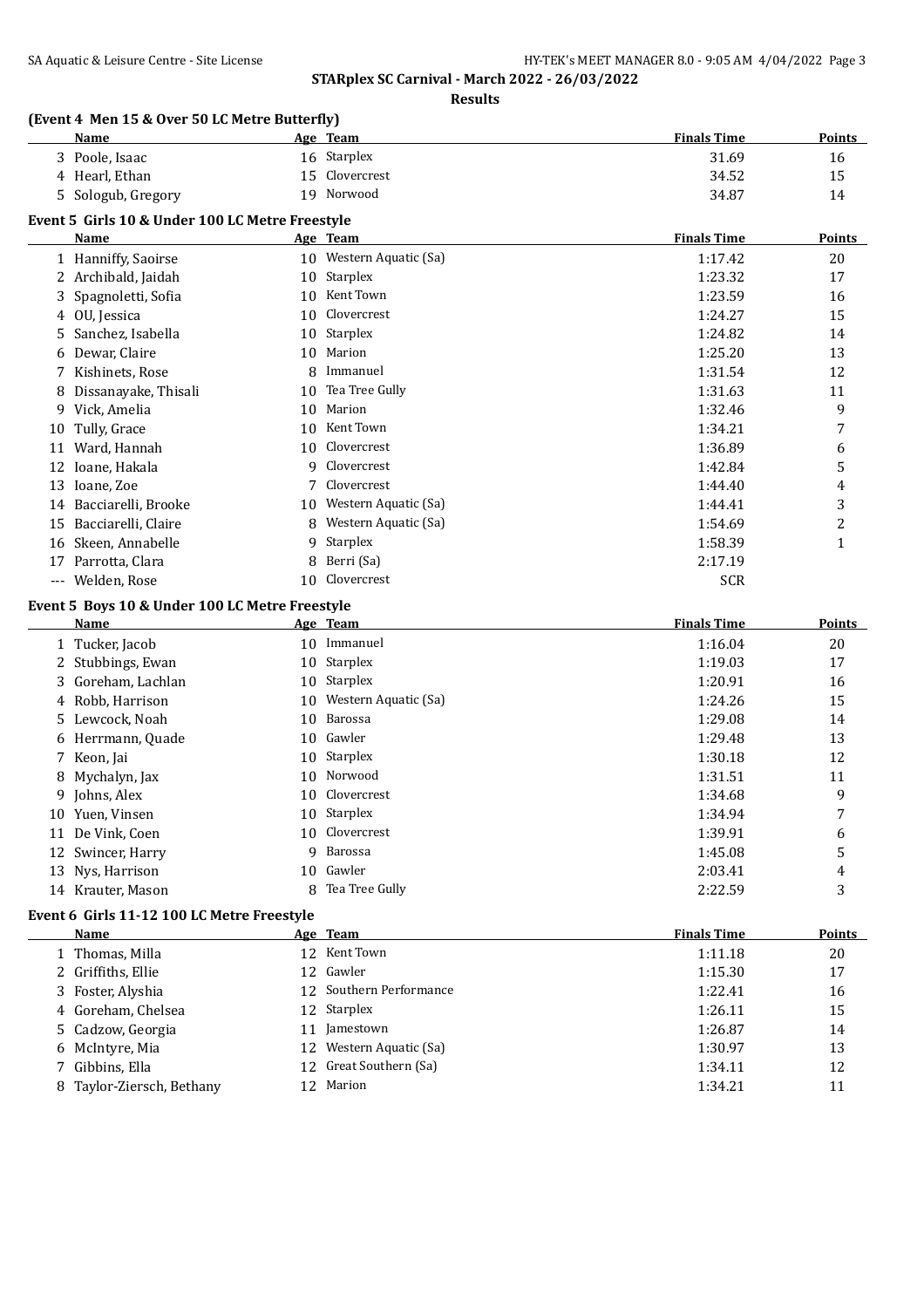STARplex SC Carnival - March 2022 - 26/03/2022

**Results**

### (Event 4 Men 15 & Over 50 LC Metre Butterfly)

| | Name | Age | Team | Finals Time | Points |
|---|---|---|---|---|---|
| 3 | Poole, Isaac | 16 | Starplex | 31.69 | 16 |
| 4 | Hearl, Ethan | 15 | Clovercrest | 34.52 | 15 |
| 5 | Sologub, Gregory | 19 | Norwood | 34.87 | 14 |

### Event 5 Girls 10 & Under 100 LC Metre Freestyle

| | Name | Age | Team | Finals Time | Points |
|---|---|---|---|---|---|
| 1 | Hanniffy, Saoirse | 10 | Western Aquatic (Sa) | 1:17.42 | 20 |
| 2 | Archibald, Jaidah | 10 | Starplex | 1:23.32 | 17 |
| 3 | Spagnoletti, Sofia | 10 | Kent Town | 1:23.59 | 16 |
| 4 | OU, Jessica | 10 | Clovercrest | 1:24.27 | 15 |
| 5 | Sanchez, Isabella | 10 | Starplex | 1:24.82 | 14 |
| 6 | Dewar, Claire | 10 | Marion | 1:25.20 | 13 |
| 7 | Kishinets, Rose | 8 | Immanuel | 1:31.54 | 12 |
| 8 | Dissanayake, Thisali | 10 | Tea Tree Gully | 1:31.63 | 11 |
| 9 | Vick, Amelia | 10 | Marion | 1:32.46 | 9 |
| 10 | Tully, Grace | 10 | Kent Town | 1:34.21 | 7 |
| 11 | Ward, Hannah | 10 | Clovercrest | 1:36.89 | 6 |
| 12 | Ioane, Hakala | 9 | Clovercrest | 1:42.84 | 5 |
| 13 | Ioane, Zoe | 7 | Clovercrest | 1:44.40 | 4 |
| 14 | Bacciarelli, Brooke | 10 | Western Aquatic (Sa) | 1:44.41 | 3 |
| 15 | Bacciarelli, Claire | 8 | Western Aquatic (Sa) | 1:54.69 | 2 |
| 16 | Skeen, Annabelle | 9 | Starplex | 1:58.39 | 1 |
| 17 | Parrotta, Clara | 8 | Berri (Sa) | 2:17.19 | |
| --- | Welden, Rose | 10 | Clovercrest | SCR | |

### Event 5 Boys 10 & Under 100 LC Metre Freestyle

| | Name | Age | Team | Finals Time | Points |
|---|---|---|---|---|---|
| 1 | Tucker, Jacob | 10 | Immanuel | 1:16.04 | 20 |
| 2 | Stubbings, Ewan | 10 | Starplex | 1:19.03 | 17 |
| 3 | Goreham, Lachlan | 10 | Starplex | 1:20.91 | 16 |
| 4 | Robb, Harrison | 10 | Western Aquatic (Sa) | 1:24.26 | 15 |
| 5 | Lewcock, Noah | 10 | Barossa | 1:29.08 | 14 |
| 6 | Herrmann, Quade | 10 | Gawler | 1:29.48 | 13 |
| 7 | Keon, Jai | 10 | Starplex | 1:30.18 | 12 |
| 8 | Mychalyn, Jax | 10 | Norwood | 1:31.51 | 11 |
| 9 | Johns, Alex | 10 | Clovercrest | 1:34.68 | 9 |
| 10 | Yuen, Vinsen | 10 | Starplex | 1:34.94 | 7 |
| 11 | De Vink, Coen | 10 | Clovercrest | 1:39.91 | 6 |
| 12 | Swincer, Harry | 9 | Barossa | 1:45.08 | 5 |
| 13 | Nys, Harrison | 10 | Gawler | 2:03.41 | 4 |
| 14 | Krauter, Mason | 8 | Tea Tree Gully | 2:22.59 | 3 |

### Event 6 Girls 11-12 100 LC Metre Freestyle

| | Name | Age | Team | Finals Time | Points |
|---|---|---|---|---|---|
| 1 | Thomas, Milla | 12 | Kent Town | 1:11.18 | 20 |
| 2 | Griffiths, Ellie | 12 | Gawler | 1:15.30 | 17 |
| 3 | Foster, Alyshia | 12 | Southern Performance | 1:22.41 | 16 |
| 4 | Goreham, Chelsea | 12 | Starplex | 1:26.11 | 15 |
| 5 | Cadzow, Georgia | 11 | Jamestown | 1:26.87 | 14 |
| 6 | McIntyre, Mia | 12 | Western Aquatic (Sa) | 1:30.97 | 13 |
| 7 | Gibbins, Ella | 12 | Great Southern (Sa) | 1:34.11 | 12 |
| 8 | Taylor-Ziersch, Bethany | 12 | Marion | 1:34.21 | 11 |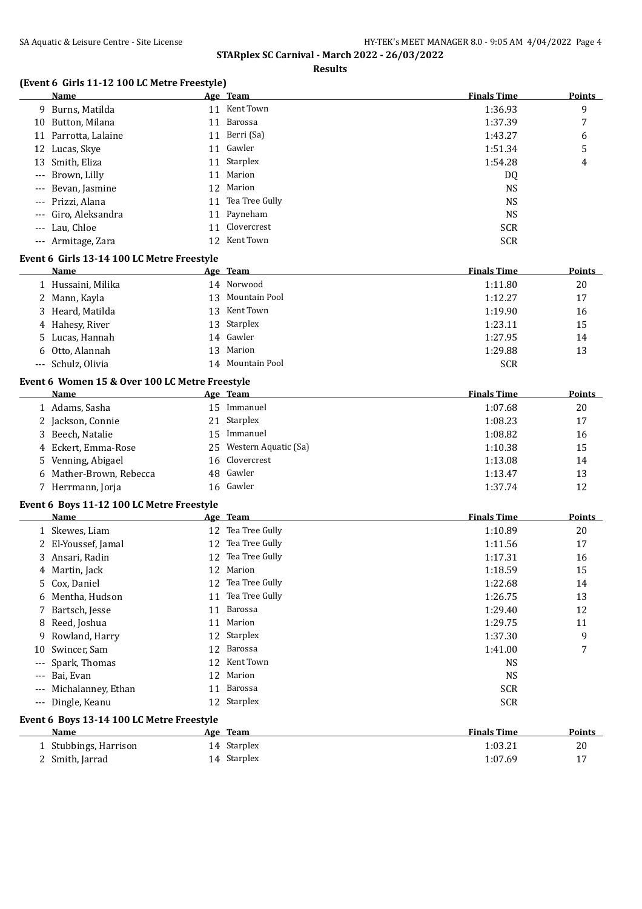## STARplex SC Carnival - March 2022 - 26/03/2022

### Results

#### (Event 6 Girls 11-12 100 LC Metre Freestyle)

| | Name | Age | Team | Finals Time | Points |
|---|---|---|---|---|---|
| 9 | Burns, Matilda | 11 | Kent Town | 1:36.93 | 9 |
| 10 | Button, Milana | 11 | Barossa | 1:37.39 | 7 |
| 11 | Parrotta, Lalaine | 11 | Berri (Sa) | 1:43.27 | 6 |
| 12 | Lucas, Skye | 11 | Gawler | 1:51.34 | 5 |
| 13 | Smith, Eliza | 11 | Starplex | 1:54.28 | 4 |
| --- | Brown, Lilly | 11 | Marion | DQ | |
| --- | Bevan, Jasmine | 12 | Marion | NS | |
| --- | Prizzi, Alana | 11 | Tea Tree Gully | NS | |
| --- | Giro, Aleksandra | 11 | Payneham | NS | |
| --- | Lau, Chloe | 11 | Clovercrest | SCR | |
| --- | Armitage, Zara | 12 | Kent Town | SCR | |

#### Event 6 Girls 13-14 100 LC Metre Freestyle

| | Name | Age | Team | Finals Time | Points |
|---|---|---|---|---|---|
| 1 | Hussaini, Milika | 14 | Norwood | 1:11.80 | 20 |
| 2 | Mann, Kayla | 13 | Mountain Pool | 1:12.27 | 17 |
| 3 | Heard, Matilda | 13 | Kent Town | 1:19.90 | 16 |
| 4 | Hahesy, River | 13 | Starplex | 1:23.11 | 15 |
| 5 | Lucas, Hannah | 14 | Gawler | 1:27.95 | 14 |
| 6 | Otto, Alannah | 13 | Marion | 1:29.88 | 13 |
| --- | Schulz, Olivia | 14 | Mountain Pool | SCR | |

#### Event 6 Women 15 & Over 100 LC Metre Freestyle

| | Name | Age | Team | Finals Time | Points |
|---|---|---|---|---|---|
| 1 | Adams, Sasha | 15 | Immanuel | 1:07.68 | 20 |
| 2 | Jackson, Connie | 21 | Starplex | 1:08.23 | 17 |
| 3 | Beech, Natalie | 15 | Immanuel | 1:08.82 | 16 |
| 4 | Eckert, Emma-Rose | 25 | Western Aquatic (Sa) | 1:10.38 | 15 |
| 5 | Venning, Abigael | 16 | Clovercrest | 1:13.08 | 14 |
| 6 | Mather-Brown, Rebecca | 48 | Gawler | 1:13.47 | 13 |
| 7 | Herrmann, Jorja | 16 | Gawler | 1:37.74 | 12 |

#### Event 6 Boys 11-12 100 LC Metre Freestyle

| | Name | Age | Team | Finals Time | Points |
|---|---|---|---|---|---|
| 1 | Skewes, Liam | 12 | Tea Tree Gully | 1:10.89 | 20 |
| 2 | El-Youssef, Jamal | 12 | Tea Tree Gully | 1:11.56 | 17 |
| 3 | Ansari, Radin | 12 | Tea Tree Gully | 1:17.31 | 16 |
| 4 | Martin, Jack | 12 | Marion | 1:18.59 | 15 |
| 5 | Cox, Daniel | 12 | Tea Tree Gully | 1:22.68 | 14 |
| 6 | Mentha, Hudson | 11 | Tea Tree Gully | 1:26.75 | 13 |
| 7 | Bartsch, Jesse | 11 | Barossa | 1:29.40 | 12 |
| 8 | Reed, Joshua | 11 | Marion | 1:29.75 | 11 |
| 9 | Rowland, Harry | 12 | Starplex | 1:37.30 | 9 |
| 10 | Swincer, Sam | 12 | Barossa | 1:41.00 | 7 |
| --- | Spark, Thomas | 12 | Kent Town | NS | |
| --- | Bai, Evan | 12 | Marion | NS | |
| --- | Michalanney, Ethan | 11 | Barossa | SCR | |
| --- | Dingle, Keanu | 12 | Starplex | SCR | |

#### Event 6 Boys 13-14 100 LC Metre Freestyle

| | Name | Age | Team | Finals Time | Points |
|---|---|---|---|---|---|
| 1 | Stubbings, Harrison | 14 | Starplex | 1:03.21 | 20 |
| 2 | Smith, Jarrad | 14 | Starplex | 1:07.69 | 17 |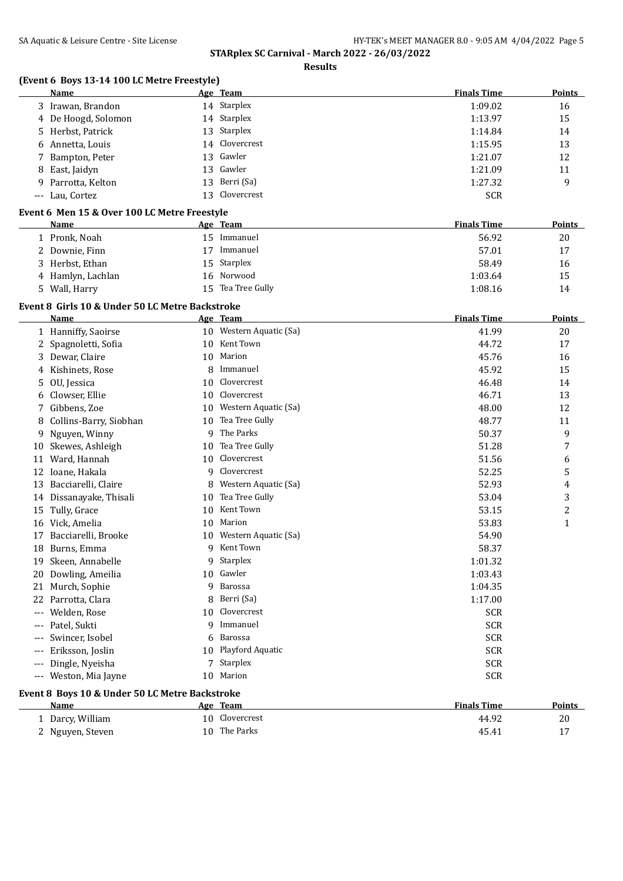**STARplex SC Carnival - March 2022 - 26/03/2022**

**Results**

### (Event 6 Boys 13-14 100 LC Metre Freestyle)

| | Name | Age | Team | Finals Time | Points |
|---|---|---|---|---|---|
| 3 | Irawan, Brandon | 14 | Starplex | 1:09.02 | 16 |
| 4 | De Hoogd, Solomon | 14 | Starplex | 1:13.97 | 15 |
| 5 | Herbst, Patrick | 13 | Starplex | 1:14.84 | 14 |
| 6 | Annetta, Louis | 14 | Clovercrest | 1:15.95 | 13 |
| 7 | Bampton, Peter | 13 | Gawler | 1:21.07 | 12 |
| 8 | East, Jaidyn | 13 | Gawler | 1:21.09 | 11 |
| 9 | Parrotta, Kelton | 13 | Berri (Sa) | 1:27.32 | 9 |
| --- | Lau, Cortez | 13 | Clovercrest | SCR | |

### Event 6 Men 15 & Over 100 LC Metre Freestyle

| | Name | Age | Team | Finals Time | Points |
|---|---|---|---|---|---|
| 1 | Pronk, Noah | 15 | Immanuel | 56.92 | 20 |
| 2 | Downie, Finn | 17 | Immanuel | 57.01 | 17 |
| 3 | Herbst, Ethan | 15 | Starplex | 58.49 | 16 |
| 4 | Hamlyn, Lachlan | 16 | Norwood | 1:03.64 | 15 |
| 5 | Wall, Harry | 15 | Tea Tree Gully | 1:08.16 | 14 |

### Event 8 Girls 10 & Under 50 LC Metre Backstroke

| | Name | Age | Team | Finals Time | Points |
|---|---|---|---|---|---|
| 1 | Hanniffy, Saoirse | 10 | Western Aquatic (Sa) | 41.99 | 20 |
| 2 | Spagnoletti, Sofia | 10 | Kent Town | 44.72 | 17 |
| 3 | Dewar, Claire | 10 | Marion | 45.76 | 16 |
| 4 | Kishinets, Rose | 8 | Immanuel | 45.92 | 15 |
| 5 | OU, Jessica | 10 | Clovercrest | 46.48 | 14 |
| 6 | Clowser, Ellie | 10 | Clovercrest | 46.71 | 13 |
| 7 | Gibbens, Zoe | 10 | Western Aquatic (Sa) | 48.00 | 12 |
| 8 | Collins-Barry, Siobhan | 10 | Tea Tree Gully | 48.77 | 11 |
| 9 | Nguyen, Winny | 9 | The Parks | 50.37 | 9 |
| 10 | Skewes, Ashleigh | 10 | Tea Tree Gully | 51.28 | 7 |
| 11 | Ward, Hannah | 10 | Clovercrest | 51.56 | 6 |
| 12 | Ioane, Hakala | 9 | Clovercrest | 52.25 | 5 |
| 13 | Bacciarelli, Claire | 8 | Western Aquatic (Sa) | 52.93 | 4 |
| 14 | Dissanayake, Thisali | 10 | Tea Tree Gully | 53.04 | 3 |
| 15 | Tully, Grace | 10 | Kent Town | 53.15 | 2 |
| 16 | Vick, Amelia | 10 | Marion | 53.83 | 1 |
| 17 | Bacciarelli, Brooke | 10 | Western Aquatic (Sa) | 54.90 | |
| 18 | Burns, Emma | 9 | Kent Town | 58.37 | |
| 19 | Skeen, Annabelle | 9 | Starplex | 1:01.32 | |
| 20 | Dowling, Ameilia | 10 | Gawler | 1:03.43 | |
| 21 | Murch, Sophie | 9 | Barossa | 1:04.35 | |
| 22 | Parrotta, Clara | 8 | Berri (Sa) | 1:17.00 | |
| --- | Welden, Rose | 10 | Clovercrest | SCR | |
| --- | Patel, Sukti | 9 | Immanuel | SCR | |
| --- | Swincer, Isobel | 6 | Barossa | SCR | |
| --- | Eriksson, Joslin | 10 | Playford Aquatic | SCR | |
| --- | Dingle, Nyeisha | 7 | Starplex | SCR | |
| --- | Weston, Mia Jayne | 10 | Marion | SCR | |

### Event 8 Boys 10 & Under 50 LC Metre Backstroke

| | Name | Age | Team | Finals Time | Points |
|---|---|---|---|---|---|
| 1 | Darcy, William | 10 | Clovercrest | 44.92 | 20 |
| 2 | Nguyen, Steven | 10 | The Parks | 45.41 | 17 |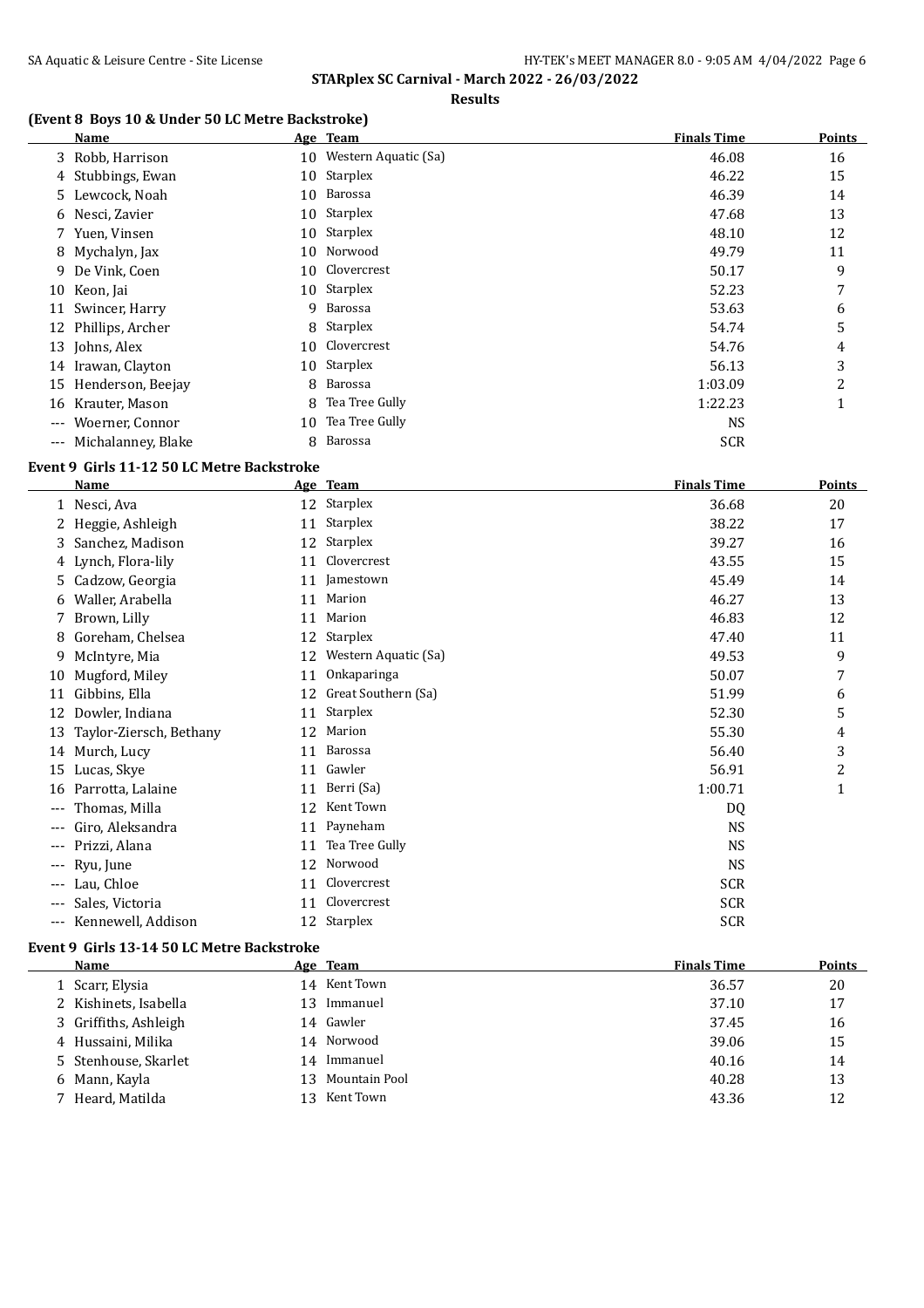**Results**

### (Event 8 Boys 10 & Under 50 LC Metre Backstroke)

| | Name | Age | Team | Finals Time | Points |
|---|---|---|---|---|---|
| 3 | Robb, Harrison | 10 | Western Aquatic (Sa) | 46.08 | 16 |
| 4 | Stubbings, Ewan | 10 | Starplex | 46.22 | 15 |
| 5 | Lewcock, Noah | 10 | Barossa | 46.39 | 14 |
| 6 | Nesci, Zavier | 10 | Starplex | 47.68 | 13 |
| 7 | Yuen, Vinsen | 10 | Starplex | 48.10 | 12 |
| 8 | Mychalyn, Jax | 10 | Norwood | 49.79 | 11 |
| 9 | De Vink, Coen | 10 | Clovercrest | 50.17 | 9 |
| 10 | Keon, Jai | 10 | Starplex | 52.23 | 7 |
| 11 | Swincer, Harry | 9 | Barossa | 53.63 | 6 |
| 12 | Phillips, Archer | 8 | Starplex | 54.74 | 5 |
| 13 | Johns, Alex | 10 | Clovercrest | 54.76 | 4 |
| 14 | Irawan, Clayton | 10 | Starplex | 56.13 | 3 |
| 15 | Henderson, Beejay | 8 | Barossa | 1:03.09 | 2 |
| 16 | Krauter, Mason | 8 | Tea Tree Gully | 1:22.23 | 1 |
| --- | Woerner, Connor | 10 | Tea Tree Gully | NS | |
| --- | Michalanney, Blake | 8 | Barossa | SCR | |

### Event 9 Girls 11-12 50 LC Metre Backstroke

| | Name | Age | Team | Finals Time | Points |
|---|---|---|---|---|---|
| 1 | Nesci, Ava | 12 | Starplex | 36.68 | 20 |
| 2 | Heggie, Ashleigh | 11 | Starplex | 38.22 | 17 |
| 3 | Sanchez, Madison | 12 | Starplex | 39.27 | 16 |
| 4 | Lynch, Flora-lily | 11 | Clovercrest | 43.55 | 15 |
| 5 | Cadzow, Georgia | 11 | Jamestown | 45.49 | 14 |
| 6 | Waller, Arabella | 11 | Marion | 46.27 | 13 |
| 7 | Brown, Lilly | 11 | Marion | 46.83 | 12 |
| 8 | Goreham, Chelsea | 12 | Starplex | 47.40 | 11 |
| 9 | McIntyre, Mia | 12 | Western Aquatic (Sa) | 49.53 | 9 |
| 10 | Mugford, Miley | 11 | Onkaparinga | 50.07 | 7 |
| 11 | Gibbins, Ella | 12 | Great Southern (Sa) | 51.99 | 6 |
| 12 | Dowler, Indiana | 11 | Starplex | 52.30 | 5 |
| 13 | Taylor-Ziersch, Bethany | 12 | Marion | 55.30 | 4 |
| 14 | Murch, Lucy | 11 | Barossa | 56.40 | 3 |
| 15 | Lucas, Skye | 11 | Gawler | 56.91 | 2 |
| 16 | Parrotta, Lalaine | 11 | Berri (Sa) | 1:00.71 | 1 |
| --- | Thomas, Milla | 12 | Kent Town | DQ | |
| --- | Giro, Aleksandra | 11 | Payneham | NS | |
| --- | Prizzi, Alana | 11 | Tea Tree Gully | NS | |
| --- | Ryu, June | 12 | Norwood | NS | |
| --- | Lau, Chloe | 11 | Clovercrest | SCR | |
| --- | Sales, Victoria | 11 | Clovercrest | SCR | |
| --- | Kennewell, Addison | 12 | Starplex | SCR | |

### Event 9 Girls 13-14 50 LC Metre Backstroke

| | Name | Age | Team | Finals Time | Points |
|---|---|---|---|---|---|
| 1 | Scarr, Elysia | 14 | Kent Town | 36.57 | 20 |
| 2 | Kishinets, Isabella | 13 | Immanuel | 37.10 | 17 |
| 3 | Griffiths, Ashleigh | 14 | Gawler | 37.45 | 16 |
| 4 | Hussaini, Milika | 14 | Norwood | 39.06 | 15 |
| 5 | Stenhouse, Skarlet | 14 | Immanuel | 40.16 | 14 |
| 6 | Mann, Kayla | 13 | Mountain Pool | 40.28 | 13 |
| 7 | Heard, Matilda | 13 | Kent Town | 43.36 | 12 |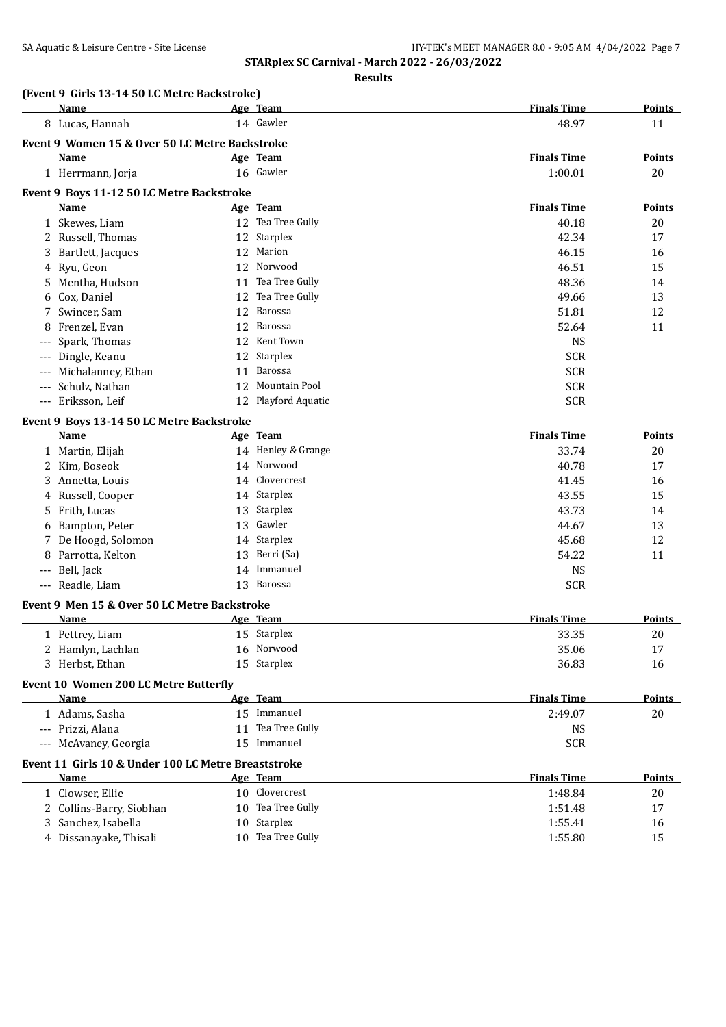**STARplex SC Carnival - March 2022 - 26/03/2022**

**Results**

### (Event 9 Girls 13-14 50 LC Metre Backstroke)

| | Name | Age | Team | Finals Time | Points |
|---|---|---|---|---|---|
| 8 | Lucas, Hannah | 14 | Gawler | 48.97 | 11 |

### Event 9 Women 15 & Over 50 LC Metre Backstroke

| | Name | Age | Team | Finals Time | Points |
|---|---|---|---|---|---|
| 1 | Herrmann, Jorja | 16 | Gawler | 1:00.01 | 20 |

### Event 9 Boys 11-12 50 LC Metre Backstroke

| | Name | Age | Team | Finals Time | Points |
|---|---|---|---|---|---|
| 1 | Skewes, Liam | 12 | Tea Tree Gully | 40.18 | 20 |
| 2 | Russell, Thomas | 12 | Starplex | 42.34 | 17 |
| 3 | Bartlett, Jacques | 12 | Marion | 46.15 | 16 |
| 4 | Ryu, Geon | 12 | Norwood | 46.51 | 15 |
| 5 | Mentha, Hudson | 11 | Tea Tree Gully | 48.36 | 14 |
| 6 | Cox, Daniel | 12 | Tea Tree Gully | 49.66 | 13 |
| 7 | Swincer, Sam | 12 | Barossa | 51.81 | 12 |
| 8 | Frenzel, Evan | 12 | Barossa | 52.64 | 11 |
| --- | Spark, Thomas | 12 | Kent Town | NS | |
| --- | Dingle, Keanu | 12 | Starplex | SCR | |
| --- | Michalanney, Ethan | 11 | Barossa | SCR | |
| --- | Schulz, Nathan | 12 | Mountain Pool | SCR | |
| --- | Eriksson, Leif | 12 | Playford Aquatic | SCR | |

### Event 9 Boys 13-14 50 LC Metre Backstroke

| | Name | Age | Team | Finals Time | Points |
|---|---|---|---|---|---|
| 1 | Martin, Elijah | 14 | Henley & Grange | 33.74 | 20 |
| 2 | Kim, Boseok | 14 | Norwood | 40.78 | 17 |
| 3 | Annetta, Louis | 14 | Clovercrest | 41.45 | 16 |
| 4 | Russell, Cooper | 14 | Starplex | 43.55 | 15 |
| 5 | Frith, Lucas | 13 | Starplex | 43.73 | 14 |
| 6 | Bampton, Peter | 13 | Gawler | 44.67 | 13 |
| 7 | De Hoogd, Solomon | 14 | Starplex | 45.68 | 12 |
| 8 | Parrotta, Kelton | 13 | Berri (Sa) | 54.22 | 11 |
| --- | Bell, Jack | 14 | Immanuel | NS | |
| --- | Readle, Liam | 13 | Barossa | SCR | |

### Event 9 Men 15 & Over 50 LC Metre Backstroke

| | Name | Age | Team | Finals Time | Points |
|---|---|---|---|---|---|
| 1 | Pettrey, Liam | 15 | Starplex | 33.35 | 20 |
| 2 | Hamlyn, Lachlan | 16 | Norwood | 35.06 | 17 |
| 3 | Herbst, Ethan | 15 | Starplex | 36.83 | 16 |

### Event 10 Women 200 LC Metre Butterfly

| | Name | Age | Team | Finals Time | Points |
|---|---|---|---|---|---|
| 1 | Adams, Sasha | 15 | Immanuel | 2:49.07 | 20 |
| --- | Prizzi, Alana | 11 | Tea Tree Gully | NS | |
| --- | McAvaney, Georgia | 15 | Immanuel | SCR | |

### Event 11 Girls 10 & Under 100 LC Metre Breaststroke

| | Name | Age | Team | Finals Time | Points |
|---|---|---|---|---|---|
| 1 | Clowser, Ellie | 10 | Clovercrest | 1:48.84 | 20 |
| 2 | Collins-Barry, Siobhan | 10 | Tea Tree Gully | 1:51.48 | 17 |
| 3 | Sanchez, Isabella | 10 | Starplex | 1:55.41 | 16 |
| 4 | Dissanayake, Thisali | 10 | Tea Tree Gully | 1:55.80 | 15 |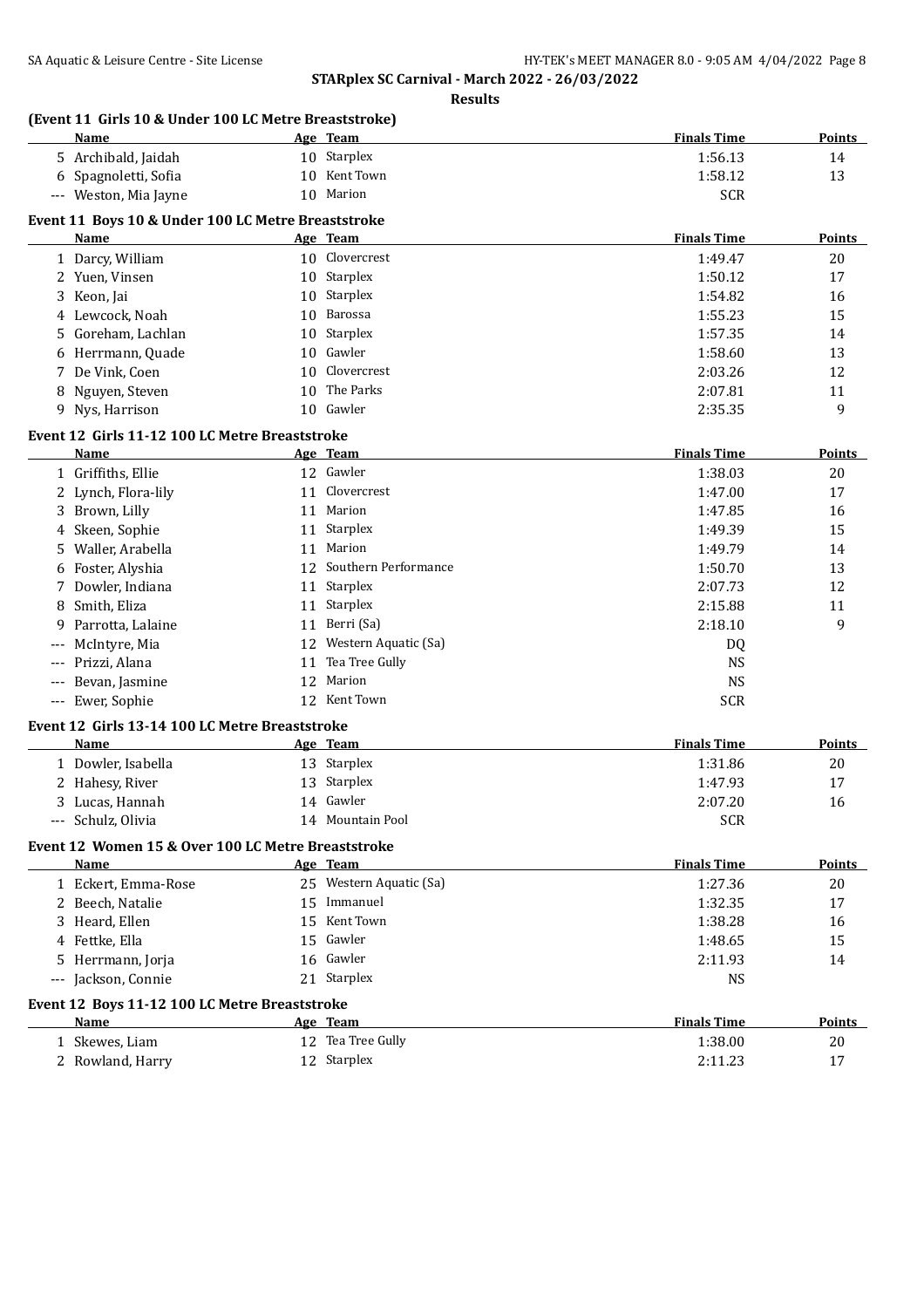**STARplex SC Carnival - March 2022 - 26/03/2022**

**Results**

### (Event 11 Girls 10 & Under 100 LC Metre Breaststroke)

| | Name | Age | Team | Finals Time | Points |
|---|---|---|---|---|---|
| 5 | Archibald, Jaidah | 10 | Starplex | 1:56.13 | 14 |
| 6 | Spagnoletti, Sofia | 10 | Kent Town | 1:58.12 | 13 |
| --- | Weston, Mia Jayne | 10 | Marion | SCR | |

### Event 11 Boys 10 & Under 100 LC Metre Breaststroke

| | Name | Age | Team | Finals Time | Points |
|---|---|---|---|---|---|
| 1 | Darcy, William | 10 | Clovercrest | 1:49.47 | 20 |
| 2 | Yuen, Vinsen | 10 | Starplex | 1:50.12 | 17 |
| 3 | Keon, Jai | 10 | Starplex | 1:54.82 | 16 |
| 4 | Lewcock, Noah | 10 | Barossa | 1:55.23 | 15 |
| 5 | Goreham, Lachlan | 10 | Starplex | 1:57.35 | 14 |
| 6 | Herrmann, Quade | 10 | Gawler | 1:58.60 | 13 |
| 7 | De Vink, Coen | 10 | Clovercrest | 2:03.26 | 12 |
| 8 | Nguyen, Steven | 10 | The Parks | 2:07.81 | 11 |
| 9 | Nys, Harrison | 10 | Gawler | 2:35.35 | 9 |

### Event 12 Girls 11-12 100 LC Metre Breaststroke

| | Name | Age | Team | Finals Time | Points |
|---|---|---|---|---|---|
| 1 | Griffiths, Ellie | 12 | Gawler | 1:38.03 | 20 |
| 2 | Lynch, Flora-lily | 11 | Clovercrest | 1:47.00 | 17 |
| 3 | Brown, Lilly | 11 | Marion | 1:47.85 | 16 |
| 4 | Skeen, Sophie | 11 | Starplex | 1:49.39 | 15 |
| 5 | Waller, Arabella | 11 | Marion | 1:49.79 | 14 |
| 6 | Foster, Alyshia | 12 | Southern Performance | 1:50.70 | 13 |
| 7 | Dowler, Indiana | 11 | Starplex | 2:07.73 | 12 |
| 8 | Smith, Eliza | 11 | Starplex | 2:15.88 | 11 |
| 9 | Parrotta, Lalaine | 11 | Berri (Sa) | 2:18.10 | 9 |
| --- | McIntyre, Mia | 12 | Western Aquatic (Sa) | DQ | |
| --- | Prizzi, Alana | 11 | Tea Tree Gully | NS | |
| --- | Bevan, Jasmine | 12 | Marion | NS | |
| --- | Ewer, Sophie | 12 | Kent Town | SCR | |

### Event 12 Girls 13-14 100 LC Metre Breaststroke

| | Name | Age | Team | Finals Time | Points |
|---|---|---|---|---|---|
| 1 | Dowler, Isabella | 13 | Starplex | 1:31.86 | 20 |
| 2 | Hahesy, River | 13 | Starplex | 1:47.93 | 17 |
| 3 | Lucas, Hannah | 14 | Gawler | 2:07.20 | 16 |
| --- | Schulz, Olivia | 14 | Mountain Pool | SCR | |

### Event 12 Women 15 & Over 100 LC Metre Breaststroke

| | Name | Age | Team | Finals Time | Points |
|---|---|---|---|---|---|
| 1 | Eckert, Emma-Rose | 25 | Western Aquatic (Sa) | 1:27.36 | 20 |
| 2 | Beech, Natalie | 15 | Immanuel | 1:32.35 | 17 |
| 3 | Heard, Ellen | 15 | Kent Town | 1:38.28 | 16 |
| 4 | Fettke, Ella | 15 | Gawler | 1:48.65 | 15 |
| 5 | Herrmann, Jorja | 16 | Gawler | 2:11.93 | 14 |
| --- | Jackson, Connie | 21 | Starplex | NS | |

### Event 12 Boys 11-12 100 LC Metre Breaststroke

| | Name | Age | Team | Finals Time | Points |
|---|---|---|---|---|---|
| 1 | Skewes, Liam | 12 | Tea Tree Gully | 1:38.00 | 20 |
| 2 | Rowland, Harry | 12 | Starplex | 2:11.23 | 17 |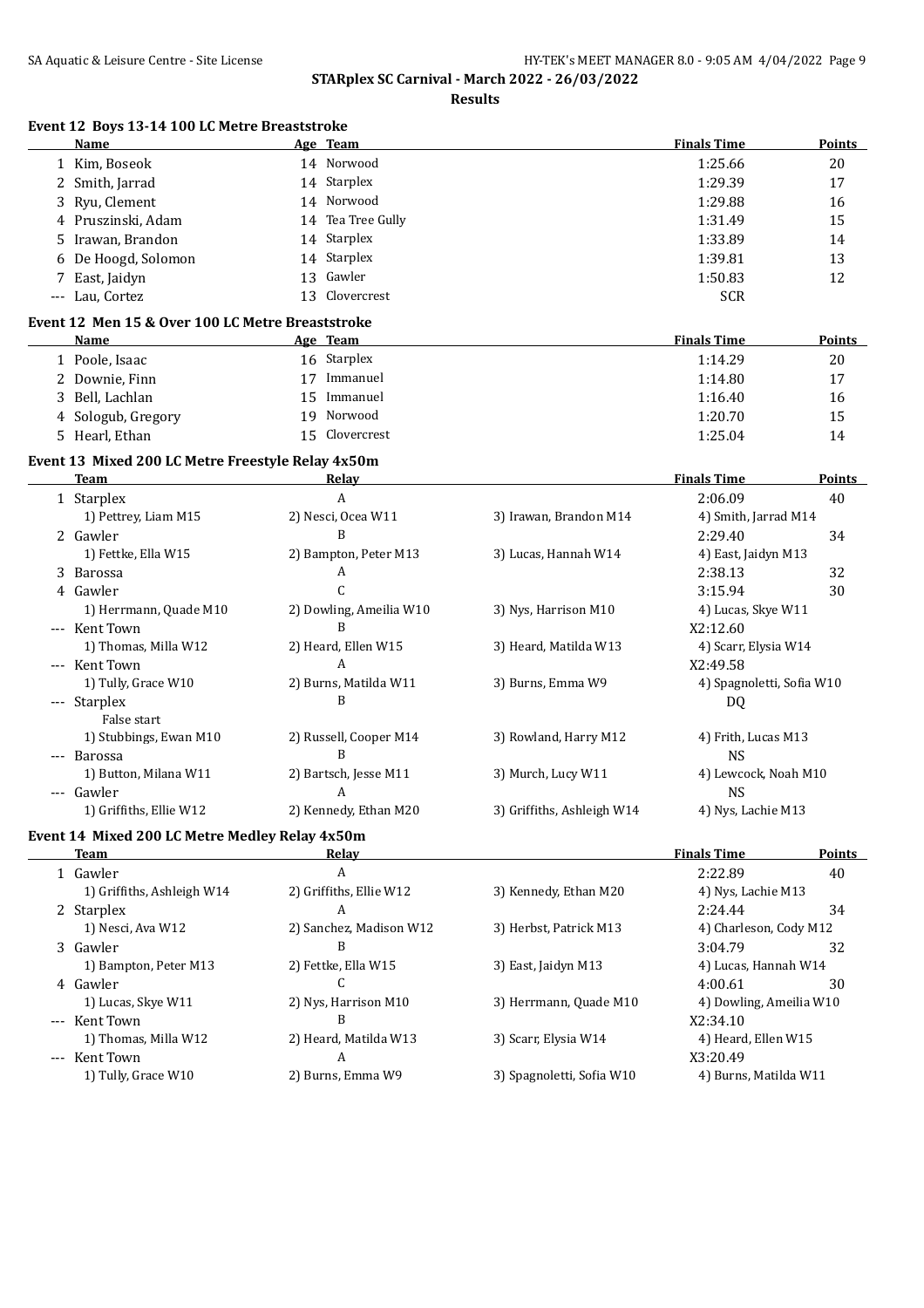**STARplex SC Carnival - March 2022 - 26/03/2022**

**Results**

### Event 12 Boys 13-14 100 LC Metre Breaststroke

| | Name | Age | Team | Finals Time | Points |
|---|---|---|---|---|---|
| 1 | Kim, Boseok | 14 | Norwood | 1:25.66 | 20 |
| 2 | Smith, Jarrad | 14 | Starplex | 1:29.39 | 17 |
| 3 | Ryu, Clement | 14 | Norwood | 1:29.88 | 16 |
| 4 | Pruszinski, Adam | 14 | Tea Tree Gully | 1:31.49 | 15 |
| 5 | Irawan, Brandon | 14 | Starplex | 1:33.89 | 14 |
| 6 | De Hoogd, Solomon | 14 | Starplex | 1:39.81 | 13 |
| 7 | East, Jaidyn | 13 | Gawler | 1:50.83 | 12 |
| --- | Lau, Cortez | 13 | Clovercrest | SCR | |

### Event 12 Men 15 & Over 100 LC Metre Breaststroke

| | Name | Age | Team | Finals Time | Points |
|---|---|---|---|---|---|
| 1 | Poole, Isaac | 16 | Starplex | 1:14.29 | 20 |
| 2 | Downie, Finn | 17 | Immanuel | 1:14.80 | 17 |
| 3 | Bell, Lachlan | 15 | Immanuel | 1:16.40 | 16 |
| 4 | Sologub, Gregory | 19 | Norwood | 1:20.70 | 15 |
| 5 | Hearl, Ethan | 15 | Clovercrest | 1:25.04 | 14 |

### Event 13 Mixed 200 LC Metre Freestyle Relay 4x50m

| | Team | Relay | | Finals Time | Points |
|---|---|---|---|---|---|
| 1 | Starplex | A | | 2:06.09 | 40 |
| | 1) Pettrey, Liam M15 | 2) Nesci, Ocea W11 | 3) Irawan, Brandon M14 | 4) Smith, Jarrad M14 | |
| 2 | Gawler | B | | 2:29.40 | 34 |
| | 1) Fettke, Ella W15 | 2) Bampton, Peter M13 | 3) Lucas, Hannah W14 | 4) East, Jaidyn M13 | |
| 3 | Barossa | A | | 2:38.13 | 32 |
| 4 | Gawler | C | | 3:15.94 | 30 |
| | 1) Herrmann, Quade M10 | 2) Dowling, Ameilia W10 | 3) Nys, Harrison M10 | 4) Lucas, Skye W11 | |
| --- | Kent Town | B | | X2:12.60 | |
| | 1) Thomas, Milla W12 | 2) Heard, Ellen W15 | 3) Heard, Matilda W13 | 4) Scarr, Elysia W14 | |
| --- | Kent Town | A | | X2:49.58 | |
| | 1) Tully, Grace W10 | 2) Burns, Matilda W11 | 3) Burns, Emma W9 | 4) Spagnoletti, Sofia W10 | |
| --- | Starplex | B | | DQ | |
| | False start | | | | |
| | 1) Stubbings, Ewan M10 | 2) Russell, Cooper M14 | 3) Rowland, Harry M12 | 4) Frith, Lucas M13 | |
| --- | Barossa | B | | NS | |
| | 1) Button, Milana W11 | 2) Bartsch, Jesse M11 | 3) Murch, Lucy W11 | 4) Lewcock, Noah M10 | |
| --- | Gawler | A | | NS | |
| | 1) Griffiths, Ellie W12 | 2) Kennedy, Ethan M20 | 3) Griffiths, Ashleigh W14 | 4) Nys, Lachie M13 | |

### Event 14 Mixed 200 LC Metre Medley Relay 4x50m

| | Team | Relay | | Finals Time | Points |
|---|---|---|---|---|---|
| 1 | Gawler | A | | 2:22.89 | 40 |
| | 1) Griffiths, Ashleigh W14 | 2) Griffiths, Ellie W12 | 3) Kennedy, Ethan M20 | 4) Nys, Lachie M13 | |
| 2 | Starplex | A | | 2:24.44 | 34 |
| | 1) Nesci, Ava W12 | 2) Sanchez, Madison W12 | 3) Herbst, Patrick M13 | 4) Charleson, Cody M12 | |
| 3 | Gawler | B | | 3:04.79 | 32 |
| | 1) Bampton, Peter M13 | 2) Fettke, Ella W15 | 3) East, Jaidyn M13 | 4) Lucas, Hannah W14 | |
| 4 | Gawler | C | | 4:00.61 | 30 |
| | 1) Lucas, Skye W11 | 2) Nys, Harrison M10 | 3) Herrmann, Quade M10 | 4) Dowling, Ameilia W10 | |
| --- | Kent Town | B | | X2:34.10 | |
| | 1) Thomas, Milla W12 | 2) Heard, Matilda W13 | 3) Scarr, Elysia W14 | 4) Heard, Ellen W15 | |
| --- | Kent Town | A | | X3:20.49 | |
| | 1) Tully, Grace W10 | 2) Burns, Emma W9 | 3) Spagnoletti, Sofia W10 | 4) Burns, Matilda W11 | |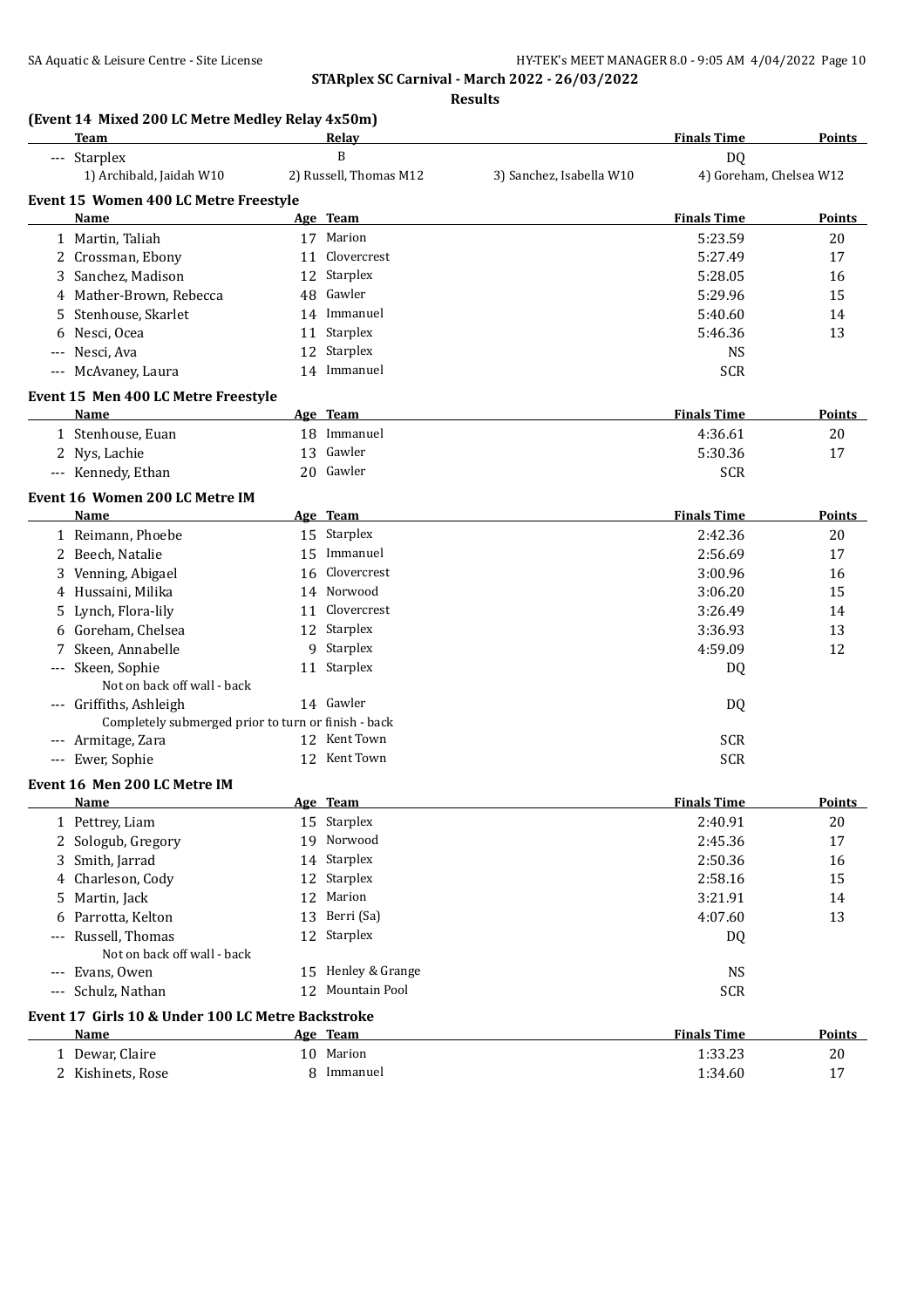**STARplex SC Carnival - March 2022 - 26/03/2022**

**Results**

### (Event 14 Mixed 200 LC Metre Medley Relay 4x50m)

| Team | Relay | | Finals Time | Points |
|---|---|---|---|---|
| --- Starplex | B | | DQ | |
| 1) Archibald, Jaidah W10 | 2) Russell, Thomas M12 | 3) Sanchez, Isabella W10 | 4) Goreham, Chelsea W12 | |

### Event 15 Women 400 LC Metre Freestyle

| Name | Age | Team | Finals Time | Points |
|---|---|---|---|---|
| 1 Martin, Taliah | 17 | Marion | 5:23.59 | 20 |
| 2 Crossman, Ebony | 11 | Clovercrest | 5:27.49 | 17 |
| 3 Sanchez, Madison | 12 | Starplex | 5:28.05 | 16 |
| 4 Mather-Brown, Rebecca | 48 | Gawler | 5:29.96 | 15 |
| 5 Stenhouse, Skarlet | 14 | Immanuel | 5:40.60 | 14 |
| 6 Nesci, Ocea | 11 | Starplex | 5:46.36 | 13 |
| --- Nesci, Ava | 12 | Starplex | NS | |
| --- McAvaney, Laura | 14 | Immanuel | SCR | |

### Event 15 Men 400 LC Metre Freestyle

| Name | Age | Team | Finals Time | Points |
|---|---|---|---|---|
| 1 Stenhouse, Euan | 18 | Immanuel | 4:36.61 | 20 |
| 2 Nys, Lachie | 13 | Gawler | 5:30.36 | 17 |
| --- Kennedy, Ethan | 20 | Gawler | SCR | |

### Event 16 Women 200 LC Metre IM

| Name | Age | Team | Finals Time | Points |
|---|---|---|---|---|
| 1 Reimann, Phoebe | 15 | Starplex | 2:42.36 | 20 |
| 2 Beech, Natalie | 15 | Immanuel | 2:56.69 | 17 |
| 3 Venning, Abigael | 16 | Clovercrest | 3:00.96 | 16 |
| 4 Hussaini, Milika | 14 | Norwood | 3:06.20 | 15 |
| 5 Lynch, Flora-lily | 11 | Clovercrest | 3:26.49 | 14 |
| 6 Goreham, Chelsea | 12 | Starplex | 3:36.93 | 13 |
| 7 Skeen, Annabelle | 9 | Starplex | 4:59.09 | 12 |
| --- Skeen, Sophie | 11 | Starplex | DQ | |
| Not on back off wall - back | | | | |
| --- Griffiths, Ashleigh | 14 | Gawler | DQ | |
| Completely submerged prior to turn or finish - back | | | | |
| --- Armitage, Zara | 12 | Kent Town | SCR | |
| --- Ewer, Sophie | 12 | Kent Town | SCR | |

### Event 16 Men 200 LC Metre IM

| Name | Age | Team | Finals Time | Points |
|---|---|---|---|---|
| 1 Pettrey, Liam | 15 | Starplex | 2:40.91 | 20 |
| 2 Sologub, Gregory | 19 | Norwood | 2:45.36 | 17 |
| 3 Smith, Jarrad | 14 | Starplex | 2:50.36 | 16 |
| 4 Charleson, Cody | 12 | Starplex | 2:58.16 | 15 |
| 5 Martin, Jack | 12 | Marion | 3:21.91 | 14 |
| 6 Parrotta, Kelton | 13 | Berri (Sa) | 4:07.60 | 13 |
| --- Russell, Thomas | 12 | Starplex | DQ | |
| Not on back off wall - back | | | | |
| --- Evans, Owen | 15 | Henley & Grange | NS | |
| --- Schulz, Nathan | 12 | Mountain Pool | SCR | |

### Event 17 Girls 10 & Under 100 LC Metre Backstroke

| Name | Age | Team | Finals Time | Points |
|---|---|---|---|---|
| 1 Dewar, Claire | 10 | Marion | 1:33.23 | 20 |
| 2 Kishinets, Rose | 8 | Immanuel | 1:34.60 | 17 |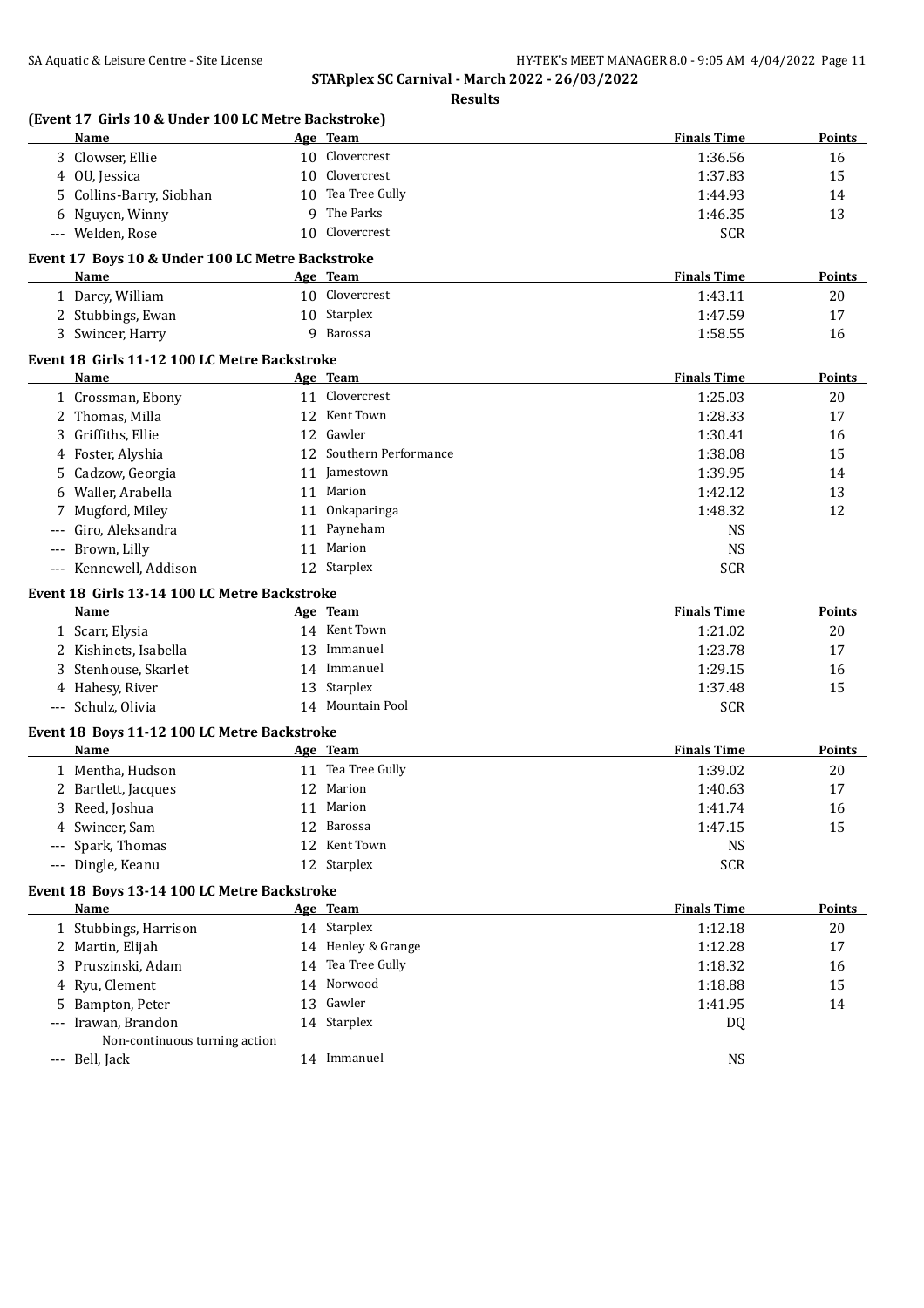**STARplex SC Carnival - March 2022 - 26/03/2022**

**Results**

### (Event 17 Girls 10 & Under 100 LC Metre Backstroke)

| | Name | Age | Team | Finals Time | Points |
|---|---|---|---|---|---|
| 3 | Clowser, Ellie | 10 | Clovercrest | 1:36.56 | 16 |
| 4 | OU, Jessica | 10 | Clovercrest | 1:37.83 | 15 |
| 5 | Collins-Barry, Siobhan | 10 | Tea Tree Gully | 1:44.93 | 14 |
| 6 | Nguyen, Winny | 9 | The Parks | 1:46.35 | 13 |
| --- | Welden, Rose | 10 | Clovercrest | SCR | |

### Event 17 Boys 10 & Under 100 LC Metre Backstroke

| | Name | Age | Team | Finals Time | Points |
|---|---|---|---|---|---|
| 1 | Darcy, William | 10 | Clovercrest | 1:43.11 | 20 |
| 2 | Stubbings, Ewan | 10 | Starplex | 1:47.59 | 17 |
| 3 | Swincer, Harry | 9 | Barossa | 1:58.55 | 16 |

### Event 18 Girls 11-12 100 LC Metre Backstroke

| | Name | Age | Team | Finals Time | Points |
|---|---|---|---|---|---|
| 1 | Crossman, Ebony | 11 | Clovercrest | 1:25.03 | 20 |
| 2 | Thomas, Milla | 12 | Kent Town | 1:28.33 | 17 |
| 3 | Griffiths, Ellie | 12 | Gawler | 1:30.41 | 16 |
| 4 | Foster, Alyshia | 12 | Southern Performance | 1:38.08 | 15 |
| 5 | Cadzow, Georgia | 11 | Jamestown | 1:39.95 | 14 |
| 6 | Waller, Arabella | 11 | Marion | 1:42.12 | 13 |
| 7 | Mugford, Miley | 11 | Onkaparinga | 1:48.32 | 12 |
| --- | Giro, Aleksandra | 11 | Payneham | NS | |
| --- | Brown, Lilly | 11 | Marion | NS | |
| --- | Kennewell, Addison | 12 | Starplex | SCR | |

### Event 18 Girls 13-14 100 LC Metre Backstroke

| | Name | Age | Team | Finals Time | Points |
|---|---|---|---|---|---|
| 1 | Scarr, Elysia | 14 | Kent Town | 1:21.02 | 20 |
| 2 | Kishinets, Isabella | 13 | Immanuel | 1:23.78 | 17 |
| 3 | Stenhouse, Skarlet | 14 | Immanuel | 1:29.15 | 16 |
| 4 | Hahesy, River | 13 | Starplex | 1:37.48 | 15 |
| --- | Schulz, Olivia | 14 | Mountain Pool | SCR | |

### Event 18 Boys 11-12 100 LC Metre Backstroke

| | Name | Age | Team | Finals Time | Points |
|---|---|---|---|---|---|
| 1 | Mentha, Hudson | 11 | Tea Tree Gully | 1:39.02 | 20 |
| 2 | Bartlett, Jacques | 12 | Marion | 1:40.63 | 17 |
| 3 | Reed, Joshua | 11 | Marion | 1:41.74 | 16 |
| 4 | Swincer, Sam | 12 | Barossa | 1:47.15 | 15 |
| --- | Spark, Thomas | 12 | Kent Town | NS | |
| --- | Dingle, Keanu | 12 | Starplex | SCR | |

### Event 18 Boys 13-14 100 LC Metre Backstroke

| | Name | Age | Team | Finals Time | Points |
|---|---|---|---|---|---|
| 1 | Stubbings, Harrison | 14 | Starplex | 1:12.18 | 20 |
| 2 | Martin, Elijah | 14 | Henley & Grange | 1:12.28 | 17 |
| 3 | Pruszinski, Adam | 14 | Tea Tree Gully | 1:18.32 | 16 |
| 4 | Ryu, Clement | 14 | Norwood | 1:18.88 | 15 |
| 5 | Bampton, Peter | 13 | Gawler | 1:41.95 | 14 |
| --- | Irawan, Brandon | 14 | Starplex | DQ | |
| | Non-continuous turning action | | | | |
| --- | Bell, Jack | 14 | Immanuel | NS | |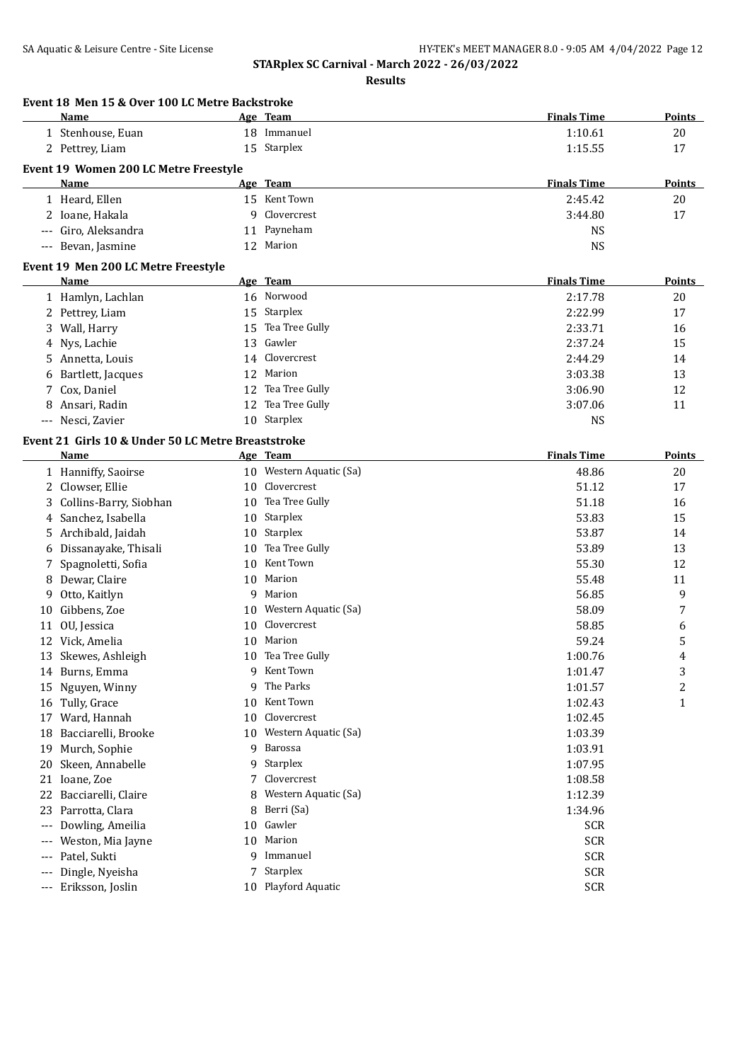**STARplex SC Carnival - March 2022 - 26/03/2022**

**Results**

### Event 18 Men 15 & Over 100 LC Metre Backstroke

| | Name | Age | Team | Finals Time | Points |
|---|---|---|---|---|---|
| 1 | Stenhouse, Euan | 18 | Immanuel | 1:10.61 | 20 |
| 2 | Pettrey, Liam | 15 | Starplex | 1:15.55 | 17 |

### Event 19 Women 200 LC Metre Freestyle

| | Name | Age | Team | Finals Time | Points |
|---|---|---|---|---|---|
| 1 | Heard, Ellen | 15 | Kent Town | 2:45.42 | 20 |
| 2 | Ioane, Hakala | 9 | Clovercrest | 3:44.80 | 17 |
| --- | Giro, Aleksandra | 11 | Payneham | NS | |
| --- | Bevan, Jasmine | 12 | Marion | NS | |

### Event 19 Men 200 LC Metre Freestyle

| | Name | Age | Team | Finals Time | Points |
|---|---|---|---|---|---|
| 1 | Hamlyn, Lachlan | 16 | Norwood | 2:17.78 | 20 |
| 2 | Pettrey, Liam | 15 | Starplex | 2:22.99 | 17 |
| 3 | Wall, Harry | 15 | Tea Tree Gully | 2:33.71 | 16 |
| 4 | Nys, Lachie | 13 | Gawler | 2:37.24 | 15 |
| 5 | Annetta, Louis | 14 | Clovercrest | 2:44.29 | 14 |
| 6 | Bartlett, Jacques | 12 | Marion | 3:03.38 | 13 |
| 7 | Cox, Daniel | 12 | Tea Tree Gully | 3:06.90 | 12 |
| 8 | Ansari, Radin | 12 | Tea Tree Gully | 3:07.06 | 11 |
| --- | Nesci, Zavier | 10 | Starplex | NS | |

### Event 21 Girls 10 & Under 50 LC Metre Breaststroke

| | Name | Age | Team | Finals Time | Points |
|---|---|---|---|---|---|
| 1 | Hanniffy, Saoirse | 10 | Western Aquatic (Sa) | 48.86 | 20 |
| 2 | Clowser, Ellie | 10 | Clovercrest | 51.12 | 17 |
| 3 | Collins-Barry, Siobhan | 10 | Tea Tree Gully | 51.18 | 16 |
| 4 | Sanchez, Isabella | 10 | Starplex | 53.83 | 15 |
| 5 | Archibald, Jaidah | 10 | Starplex | 53.87 | 14 |
| 6 | Dissanayake, Thisali | 10 | Tea Tree Gully | 53.89 | 13 |
| 7 | Spagnoletti, Sofia | 10 | Kent Town | 55.30 | 12 |
| 8 | Dewar, Claire | 10 | Marion | 55.48 | 11 |
| 9 | Otto, Kaitlyn | 9 | Marion | 56.85 | 9 |
| 10 | Gibbens, Zoe | 10 | Western Aquatic (Sa) | 58.09 | 7 |
| 11 | OU, Jessica | 10 | Clovercrest | 58.85 | 6 |
| 12 | Vick, Amelia | 10 | Marion | 59.24 | 5 |
| 13 | Skewes, Ashleigh | 10 | Tea Tree Gully | 1:00.76 | 4 |
| 14 | Burns, Emma | 9 | Kent Town | 1:01.47 | 3 |
| 15 | Nguyen, Winny | 9 | The Parks | 1:01.57 | 2 |
| 16 | Tully, Grace | 10 | Kent Town | 1:02.43 | 1 |
| 17 | Ward, Hannah | 10 | Clovercrest | 1:02.45 | |
| 18 | Bacciarelli, Brooke | 10 | Western Aquatic (Sa) | 1:03.39 | |
| 19 | Murch, Sophie | 9 | Barossa | 1:03.91 | |
| 20 | Skeen, Annabelle | 9 | Starplex | 1:07.95 | |
| 21 | Ioane, Zoe | 7 | Clovercrest | 1:08.58 | |
| 22 | Bacciarelli, Claire | 8 | Western Aquatic (Sa) | 1:12.39 | |
| 23 | Parrotta, Clara | 8 | Berri (Sa) | 1:34.96 | |
| --- | Dowling, Ameilia | 10 | Gawler | SCR | |
| --- | Weston, Mia Jayne | 10 | Marion | SCR | |
| --- | Patel, Sukti | 9 | Immanuel | SCR | |
| --- | Dingle, Nyeisha | 7 | Starplex | SCR | |
| --- | Eriksson, Joslin | 10 | Playford Aquatic | SCR | |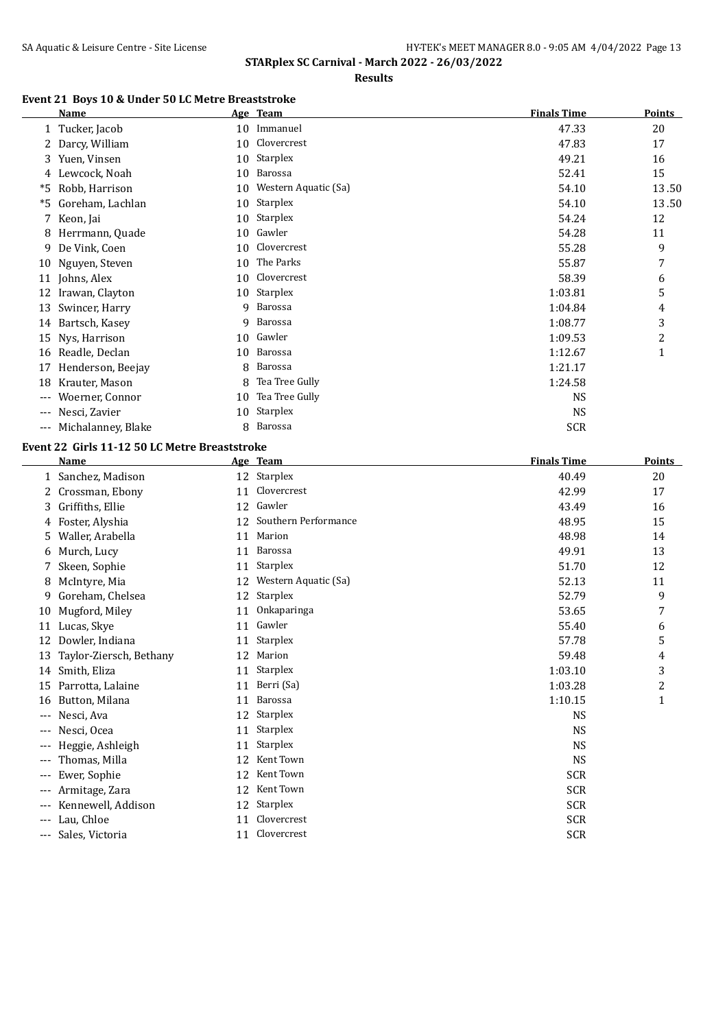**STARplex SC Carnival - March 2022 - 26/03/2022**

**Results**

### Event 21 Boys 10 & Under 50 LC Metre Breaststroke

| | Name | Age | Team | Finals Time | Points |
|---|---|---|---|---|---|
| 1 | Tucker, Jacob | 10 | Immanuel | 47.33 | 20 |
| 2 | Darcy, William | 10 | Clovercrest | 47.83 | 17 |
| 3 | Yuen, Vinsen | 10 | Starplex | 49.21 | 16 |
| 4 | Lewcock, Noah | 10 | Barossa | 52.41 | 15 |
| *5 | Robb, Harrison | 10 | Western Aquatic (Sa) | 54.10 | 13.50 |
| *5 | Goreham, Lachlan | 10 | Starplex | 54.10 | 13.50 |
| 7 | Keon, Jai | 10 | Starplex | 54.24 | 12 |
| 8 | Herrmann, Quade | 10 | Gawler | 54.28 | 11 |
| 9 | De Vink, Coen | 10 | Clovercrest | 55.28 | 9 |
| 10 | Nguyen, Steven | 10 | The Parks | 55.87 | 7 |
| 11 | Johns, Alex | 10 | Clovercrest | 58.39 | 6 |
| 12 | Irawan, Clayton | 10 | Starplex | 1:03.81 | 5 |
| 13 | Swincer, Harry | 9 | Barossa | 1:04.84 | 4 |
| 14 | Bartsch, Kasey | 9 | Barossa | 1:08.77 | 3 |
| 15 | Nys, Harrison | 10 | Gawler | 1:09.53 | 2 |
| 16 | Readle, Declan | 10 | Barossa | 1:12.67 | 1 |
| 17 | Henderson, Beejay | 8 | Barossa | 1:21.17 | |
| 18 | Krauter, Mason | 8 | Tea Tree Gully | 1:24.58 | |
| --- | Woerner, Connor | 10 | Tea Tree Gully | NS | |
| --- | Nesci, Zavier | 10 | Starplex | NS | |
| --- | Michalanney, Blake | 8 | Barossa | SCR | |

### Event 22 Girls 11-12 50 LC Metre Breaststroke

| | Name | Age | Team | Finals Time | Points |
|---|---|---|---|---|---|
| 1 | Sanchez, Madison | 12 | Starplex | 40.49 | 20 |
| 2 | Crossman, Ebony | 11 | Clovercrest | 42.99 | 17 |
| 3 | Griffiths, Ellie | 12 | Gawler | 43.49 | 16 |
| 4 | Foster, Alyshia | 12 | Southern Performance | 48.95 | 15 |
| 5 | Waller, Arabella | 11 | Marion | 48.98 | 14 |
| 6 | Murch, Lucy | 11 | Barossa | 49.91 | 13 |
| 7 | Skeen, Sophie | 11 | Starplex | 51.70 | 12 |
| 8 | McIntyre, Mia | 12 | Western Aquatic (Sa) | 52.13 | 11 |
| 9 | Goreham, Chelsea | 12 | Starplex | 52.79 | 9 |
| 10 | Mugford, Miley | 11 | Onkaparinga | 53.65 | 7 |
| 11 | Lucas, Skye | 11 | Gawler | 55.40 | 6 |
| 12 | Dowler, Indiana | 11 | Starplex | 57.78 | 5 |
| 13 | Taylor-Ziersch, Bethany | 12 | Marion | 59.48 | 4 |
| 14 | Smith, Eliza | 11 | Starplex | 1:03.10 | 3 |
| 15 | Parrotta, Lalaine | 11 | Berri (Sa) | 1:03.28 | 2 |
| 16 | Button, Milana | 11 | Barossa | 1:10.15 | 1 |
| --- | Nesci, Ava | 12 | Starplex | NS | |
| --- | Nesci, Ocea | 11 | Starplex | NS | |
| --- | Heggie, Ashleigh | 11 | Starplex | NS | |
| --- | Thomas, Milla | 12 | Kent Town | NS | |
| --- | Ewer, Sophie | 12 | Kent Town | SCR | |
| --- | Armitage, Zara | 12 | Kent Town | SCR | |
| --- | Kennewell, Addison | 12 | Starplex | SCR | |
| --- | Lau, Chloe | 11 | Clovercrest | SCR | |
| --- | Sales, Victoria | 11 | Clovercrest | SCR | |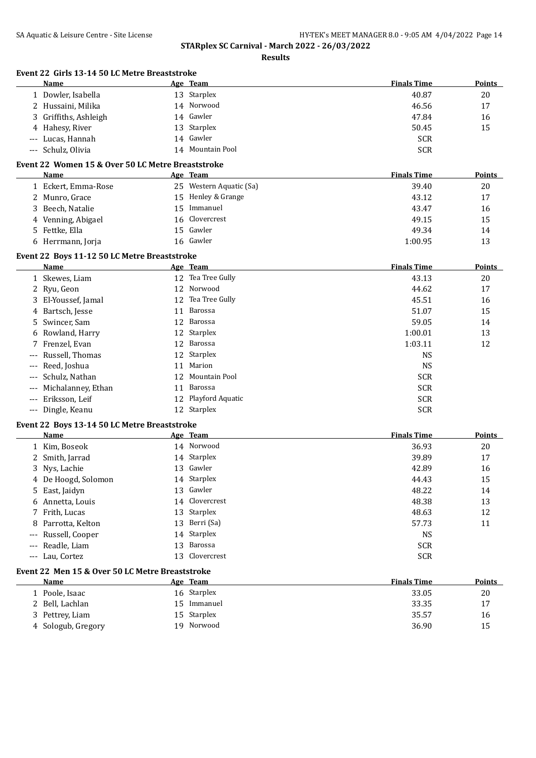## STARplex SC Carnival - March 2022 - 26/03/2022

### Results

#### Event 22 Girls 13-14 50 LC Metre Breaststroke

| | Name | Age | Team | Finals Time | Points |
|---|---|---|---|---|---|
| 1 | Dowler, Isabella | 13 | Starplex | 40.87 | 20 |
| 2 | Hussaini, Milika | 14 | Norwood | 46.56 | 17 |
| 3 | Griffiths, Ashleigh | 14 | Gawler | 47.84 | 16 |
| 4 | Hahesy, River | 13 | Starplex | 50.45 | 15 |
| --- | Lucas, Hannah | 14 | Gawler | SCR | |
| --- | Schulz, Olivia | 14 | Mountain Pool | SCR | |

#### Event 22 Women 15 & Over 50 LC Metre Breaststroke

| | Name | Age | Team | Finals Time | Points |
|---|---|---|---|---|---|
| 1 | Eckert, Emma-Rose | 25 | Western Aquatic (Sa) | 39.40 | 20 |
| 2 | Munro, Grace | 15 | Henley & Grange | 43.12 | 17 |
| 3 | Beech, Natalie | 15 | Immanuel | 43.47 | 16 |
| 4 | Venning, Abigael | 16 | Clovercrest | 49.15 | 15 |
| 5 | Fettke, Ella | 15 | Gawler | 49.34 | 14 |
| 6 | Herrmann, Jorja | 16 | Gawler | 1:00.95 | 13 |

#### Event 22 Boys 11-12 50 LC Metre Breaststroke

| | Name | Age | Team | Finals Time | Points |
|---|---|---|---|---|---|
| 1 | Skewes, Liam | 12 | Tea Tree Gully | 43.13 | 20 |
| 2 | Ryu, Geon | 12 | Norwood | 44.62 | 17 |
| 3 | El-Youssef, Jamal | 12 | Tea Tree Gully | 45.51 | 16 |
| 4 | Bartsch, Jesse | 11 | Barossa | 51.07 | 15 |
| 5 | Swincer, Sam | 12 | Barossa | 59.05 | 14 |
| 6 | Rowland, Harry | 12 | Starplex | 1:00.01 | 13 |
| 7 | Frenzel, Evan | 12 | Barossa | 1:03.11 | 12 |
| --- | Russell, Thomas | 12 | Starplex | NS | |
| --- | Reed, Joshua | 11 | Marion | NS | |
| --- | Schulz, Nathan | 12 | Mountain Pool | SCR | |
| --- | Michalanney, Ethan | 11 | Barossa | SCR | |
| --- | Eriksson, Leif | 12 | Playford Aquatic | SCR | |
| --- | Dingle, Keanu | 12 | Starplex | SCR | |

#### Event 22 Boys 13-14 50 LC Metre Breaststroke

| | Name | Age | Team | Finals Time | Points |
|---|---|---|---|---|---|
| 1 | Kim, Boseok | 14 | Norwood | 36.93 | 20 |
| 2 | Smith, Jarrad | 14 | Starplex | 39.89 | 17 |
| 3 | Nys, Lachie | 13 | Gawler | 42.89 | 16 |
| 4 | De Hoogd, Solomon | 14 | Starplex | 44.43 | 15 |
| 5 | East, Jaidyn | 13 | Gawler | 48.22 | 14 |
| 6 | Annetta, Louis | 14 | Clovercrest | 48.38 | 13 |
| 7 | Frith, Lucas | 13 | Starplex | 48.63 | 12 |
| 8 | Parrotta, Kelton | 13 | Berri (Sa) | 57.73 | 11 |
| --- | Russell, Cooper | 14 | Starplex | NS | |
| --- | Readle, Liam | 13 | Barossa | SCR | |
| --- | Lau, Cortez | 13 | Clovercrest | SCR | |

#### Event 22 Men 15 & Over 50 LC Metre Breaststroke

| | Name | Age | Team | Finals Time | Points |
|---|---|---|---|---|---|
| 1 | Poole, Isaac | 16 | Starplex | 33.05 | 20 |
| 2 | Bell, Lachlan | 15 | Immanuel | 33.35 | 17 |
| 3 | Pettrey, Liam | 15 | Starplex | 35.57 | 16 |
| 4 | Sologub, Gregory | 19 | Norwood | 36.90 | 15 |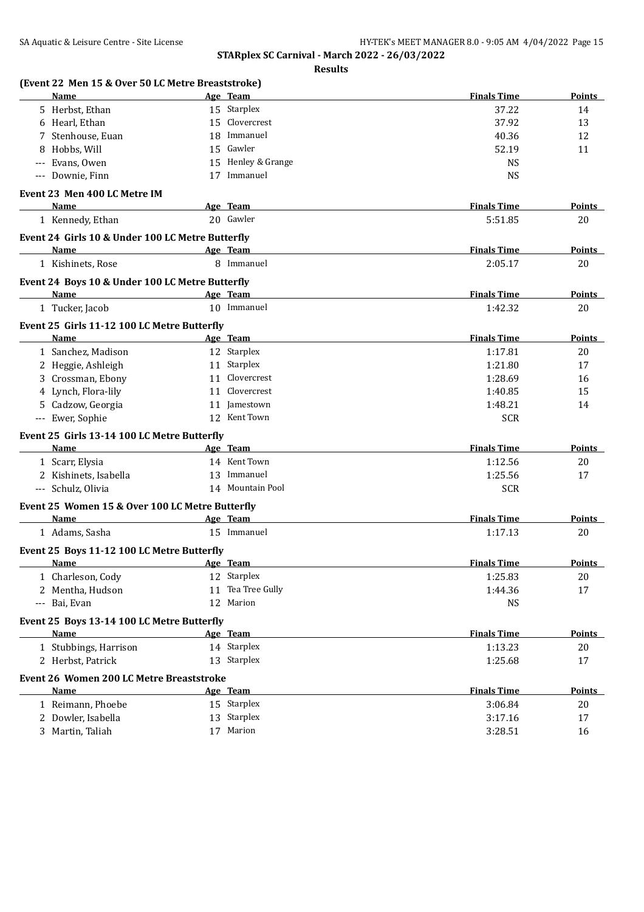**STARplex SC Carnival - March 2022 - 26/03/2022**

**Results**

### (Event 22 Men 15 & Over 50 LC Metre Breaststroke)

| | Name | Age | Team | Finals Time | Points |
|---|---|---|---|---|---|
| 5 | Herbst, Ethan | 15 | Starplex | 37.22 | 14 |
| 6 | Hearl, Ethan | 15 | Clovercrest | 37.92 | 13 |
| 7 | Stenhouse, Euan | 18 | Immanuel | 40.36 | 12 |
| 8 | Hobbs, Will | 15 | Gawler | 52.19 | 11 |
| --- | Evans, Owen | 15 | Henley & Grange | NS | |
| --- | Downie, Finn | 17 | Immanuel | NS | |

### Event 23 Men 400 LC Metre IM

| | Name | Age | Team | Finals Time | Points |
|---|---|---|---|---|---|
| 1 | Kennedy, Ethan | 20 | Gawler | 5:51.85 | 20 |

### Event 24 Girls 10 & Under 100 LC Metre Butterfly

| | Name | Age | Team | Finals Time | Points |
|---|---|---|---|---|---|
| 1 | Kishinets, Rose | 8 | Immanuel | 2:05.17 | 20 |

### Event 24 Boys 10 & Under 100 LC Metre Butterfly

| | Name | Age | Team | Finals Time | Points |
|---|---|---|---|---|---|
| 1 | Tucker, Jacob | 10 | Immanuel | 1:42.32 | 20 |

### Event 25 Girls 11-12 100 LC Metre Butterfly

| | Name | Age | Team | Finals Time | Points |
|---|---|---|---|---|---|
| 1 | Sanchez, Madison | 12 | Starplex | 1:17.81 | 20 |
| 2 | Heggie, Ashleigh | 11 | Starplex | 1:21.80 | 17 |
| 3 | Crossman, Ebony | 11 | Clovercrest | 1:28.69 | 16 |
| 4 | Lynch, Flora-lily | 11 | Clovercrest | 1:40.85 | 15 |
| 5 | Cadzow, Georgia | 11 | Jamestown | 1:48.21 | 14 |
| --- | Ewer, Sophie | 12 | Kent Town | SCR | |

### Event 25 Girls 13-14 100 LC Metre Butterfly

| | Name | Age | Team | Finals Time | Points |
|---|---|---|---|---|---|
| 1 | Scarr, Elysia | 14 | Kent Town | 1:12.56 | 20 |
| 2 | Kishinets, Isabella | 13 | Immanuel | 1:25.56 | 17 |
| --- | Schulz, Olivia | 14 | Mountain Pool | SCR | |

### Event 25 Women 15 & Over 100 LC Metre Butterfly

| | Name | Age | Team | Finals Time | Points |
|---|---|---|---|---|---|
| 1 | Adams, Sasha | 15 | Immanuel | 1:17.13 | 20 |

### Event 25 Boys 11-12 100 LC Metre Butterfly

| | Name | Age | Team | Finals Time | Points |
|---|---|---|---|---|---|
| 1 | Charleson, Cody | 12 | Starplex | 1:25.83 | 20 |
| 2 | Mentha, Hudson | 11 | Tea Tree Gully | 1:44.36 | 17 |
| --- | Bai, Evan | 12 | Marion | NS | |

### Event 25 Boys 13-14 100 LC Metre Butterfly

| | Name | Age | Team | Finals Time | Points |
|---|---|---|---|---|---|
| 1 | Stubbings, Harrison | 14 | Starplex | 1:13.23 | 20 |
| 2 | Herbst, Patrick | 13 | Starplex | 1:25.68 | 17 |

### Event 26 Women 200 LC Metre Breaststroke

| | Name | Age | Team | Finals Time | Points |
|---|---|---|---|---|---|
| 1 | Reimann, Phoebe | 15 | Starplex | 3:06.84 | 20 |
| 2 | Dowler, Isabella | 13 | Starplex | 3:17.16 | 17 |
| 3 | Martin, Taliah | 17 | Marion | 3:28.51 | 16 |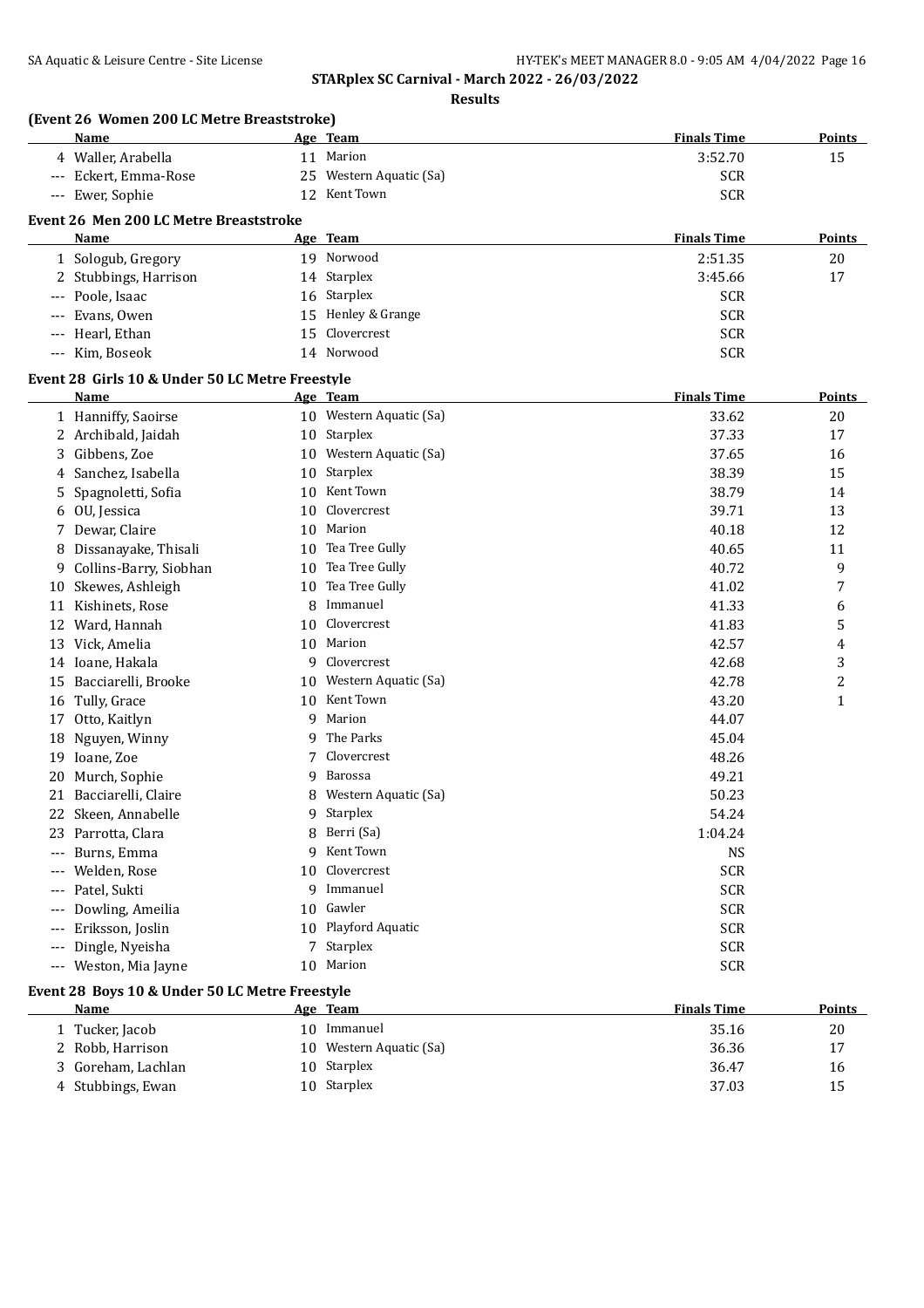**STARplex SC Carnival - March 2022 - 26/03/2022**

**Results**

### (Event 26 Women 200 LC Metre Breaststroke)

| | Name | Age | Team | Finals Time | Points |
|---|---|---|---|---|---|
| 4 | Waller, Arabella | 11 | Marion | 3:52.70 | 15 |
| --- | Eckert, Emma-Rose | 25 | Western Aquatic (Sa) | SCR | |
| --- | Ewer, Sophie | 12 | Kent Town | SCR | |

### Event 26 Men 200 LC Metre Breaststroke

| | Name | Age | Team | Finals Time | Points |
|---|---|---|---|---|---|
| 1 | Sologub, Gregory | 19 | Norwood | 2:51.35 | 20 |
| 2 | Stubbings, Harrison | 14 | Starplex | 3:45.66 | 17 |
| --- | Poole, Isaac | 16 | Starplex | SCR | |
| --- | Evans, Owen | 15 | Henley & Grange | SCR | |
| --- | Hearl, Ethan | 15 | Clovercrest | SCR | |
| --- | Kim, Boseok | 14 | Norwood | SCR | |

### Event 28 Girls 10 & Under 50 LC Metre Freestyle

| | Name | Age | Team | Finals Time | Points |
|---|---|---|---|---|---|
| 1 | Hanniffy, Saoirse | 10 | Western Aquatic (Sa) | 33.62 | 20 |
| 2 | Archibald, Jaidah | 10 | Starplex | 37.33 | 17 |
| 3 | Gibbens, Zoe | 10 | Western Aquatic (Sa) | 37.65 | 16 |
| 4 | Sanchez, Isabella | 10 | Starplex | 38.39 | 15 |
| 5 | Spagnoletti, Sofia | 10 | Kent Town | 38.79 | 14 |
| 6 | OU, Jessica | 10 | Clovercrest | 39.71 | 13 |
| 7 | Dewar, Claire | 10 | Marion | 40.18 | 12 |
| 8 | Dissanayake, Thisali | 10 | Tea Tree Gully | 40.65 | 11 |
| 9 | Collins-Barry, Siobhan | 10 | Tea Tree Gully | 40.72 | 9 |
| 10 | Skewes, Ashleigh | 10 | Tea Tree Gully | 41.02 | 7 |
| 11 | Kishinets, Rose | 8 | Immanuel | 41.33 | 6 |
| 12 | Ward, Hannah | 10 | Clovercrest | 41.83 | 5 |
| 13 | Vick, Amelia | 10 | Marion | 42.57 | 4 |
| 14 | Ioane, Hakala | 9 | Clovercrest | 42.68 | 3 |
| 15 | Bacciarelli, Brooke | 10 | Western Aquatic (Sa) | 42.78 | 2 |
| 16 | Tully, Grace | 10 | Kent Town | 43.20 | 1 |
| 17 | Otto, Kaitlyn | 9 | Marion | 44.07 | |
| 18 | Nguyen, Winny | 9 | The Parks | 45.04 | |
| 19 | Ioane, Zoe | 7 | Clovercrest | 48.26 | |
| 20 | Murch, Sophie | 9 | Barossa | 49.21 | |
| 21 | Bacciarelli, Claire | 8 | Western Aquatic (Sa) | 50.23 | |
| 22 | Skeen, Annabelle | 9 | Starplex | 54.24 | |
| 23 | Parrotta, Clara | 8 | Berri (Sa) | 1:04.24 | |
| --- | Burns, Emma | 9 | Kent Town | NS | |
| --- | Welden, Rose | 10 | Clovercrest | SCR | |
| --- | Patel, Sukti | 9 | Immanuel | SCR | |
| --- | Dowling, Ameilia | 10 | Gawler | SCR | |
| --- | Eriksson, Joslin | 10 | Playford Aquatic | SCR | |
| --- | Dingle, Nyeisha | 7 | Starplex | SCR | |
| --- | Weston, Mia Jayne | 10 | Marion | SCR | |

### Event 28 Boys 10 & Under 50 LC Metre Freestyle

| | Name | Age | Team | Finals Time | Points |
|---|---|---|---|---|---|
| 1 | Tucker, Jacob | 10 | Immanuel | 35.16 | 20 |
| 2 | Robb, Harrison | 10 | Western Aquatic (Sa) | 36.36 | 17 |
| 3 | Goreham, Lachlan | 10 | Starplex | 36.47 | 16 |
| 4 | Stubbings, Ewan | 10 | Starplex | 37.03 | 15 |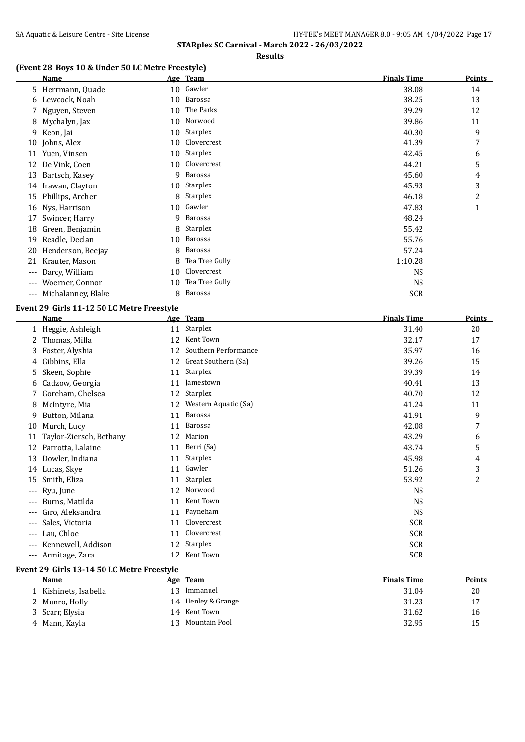**STARplex SC Carnival - March 2022 - 26/03/2022**

**Results**

### (Event 28 Boys 10 & Under 50 LC Metre Freestyle)

| | Name | Age | Team | Finals Time | Points |
|---|---|---|---|---|---|
| 5 | Herrmann, Quade | 10 | Gawler | 38.08 | 14 |
| 6 | Lewcock, Noah | 10 | Barossa | 38.25 | 13 |
| 7 | Nguyen, Steven | 10 | The Parks | 39.29 | 12 |
| 8 | Mychalyn, Jax | 10 | Norwood | 39.86 | 11 |
| 9 | Keon, Jai | 10 | Starplex | 40.30 | 9 |
| 10 | Johns, Alex | 10 | Clovercrest | 41.39 | 7 |
| 11 | Yuen, Vinsen | 10 | Starplex | 42.45 | 6 |
| 12 | De Vink, Coen | 10 | Clovercrest | 44.21 | 5 |
| 13 | Bartsch, Kasey | 9 | Barossa | 45.60 | 4 |
| 14 | Irawan, Clayton | 10 | Starplex | 45.93 | 3 |
| 15 | Phillips, Archer | 8 | Starplex | 46.18 | 2 |
| 16 | Nys, Harrison | 10 | Gawler | 47.83 | 1 |
| 17 | Swincer, Harry | 9 | Barossa | 48.24 | |
| 18 | Green, Benjamin | 8 | Starplex | 55.42 | |
| 19 | Readle, Declan | 10 | Barossa | 55.76 | |
| 20 | Henderson, Beejay | 8 | Barossa | 57.24 | |
| 21 | Krauter, Mason | 8 | Tea Tree Gully | 1:10.28 | |
| --- | Darcy, William | 10 | Clovercrest | NS | |
| --- | Woerner, Connor | 10 | Tea Tree Gully | NS | |
| --- | Michalanney, Blake | 8 | Barossa | SCR | |

### Event 29 Girls 11-12 50 LC Metre Freestyle

| | Name | Age | Team | Finals Time | Points |
|---|---|---|---|---|---|
| 1 | Heggie, Ashleigh | 11 | Starplex | 31.40 | 20 |
| 2 | Thomas, Milla | 12 | Kent Town | 32.17 | 17 |
| 3 | Foster, Alyshia | 12 | Southern Performance | 35.97 | 16 |
| 4 | Gibbins, Ella | 12 | Great Southern (Sa) | 39.26 | 15 |
| 5 | Skeen, Sophie | 11 | Starplex | 39.39 | 14 |
| 6 | Cadzow, Georgia | 11 | Jamestown | 40.41 | 13 |
| 7 | Goreham, Chelsea | 12 | Starplex | 40.70 | 12 |
| 8 | McIntyre, Mia | 12 | Western Aquatic (Sa) | 41.24 | 11 |
| 9 | Button, Milana | 11 | Barossa | 41.91 | 9 |
| 10 | Murch, Lucy | 11 | Barossa | 42.08 | 7 |
| 11 | Taylor-Ziersch, Bethany | 12 | Marion | 43.29 | 6 |
| 12 | Parrotta, Lalaine | 11 | Berri (Sa) | 43.74 | 5 |
| 13 | Dowler, Indiana | 11 | Starplex | 45.98 | 4 |
| 14 | Lucas, Skye | 11 | Gawler | 51.26 | 3 |
| 15 | Smith, Eliza | 11 | Starplex | 53.92 | 2 |
| --- | Ryu, June | 12 | Norwood | NS | |
| --- | Burns, Matilda | 11 | Kent Town | NS | |
| --- | Giro, Aleksandra | 11 | Payneham | NS | |
| --- | Sales, Victoria | 11 | Clovercrest | SCR | |
| --- | Lau, Chloe | 11 | Clovercrest | SCR | |
| --- | Kennewell, Addison | 12 | Starplex | SCR | |
| --- | Armitage, Zara | 12 | Kent Town | SCR | |

### Event 29 Girls 13-14 50 LC Metre Freestyle

| | Name | Age | Team | Finals Time | Points |
|---|---|---|---|---|---|
| 1 | Kishinets, Isabella | 13 | Immanuel | 31.04 | 20 |
| 2 | Munro, Holly | 14 | Henley & Grange | 31.23 | 17 |
| 3 | Scarr, Elysia | 14 | Kent Town | 31.62 | 16 |
| 4 | Mann, Kayla | 13 | Mountain Pool | 32.95 | 15 |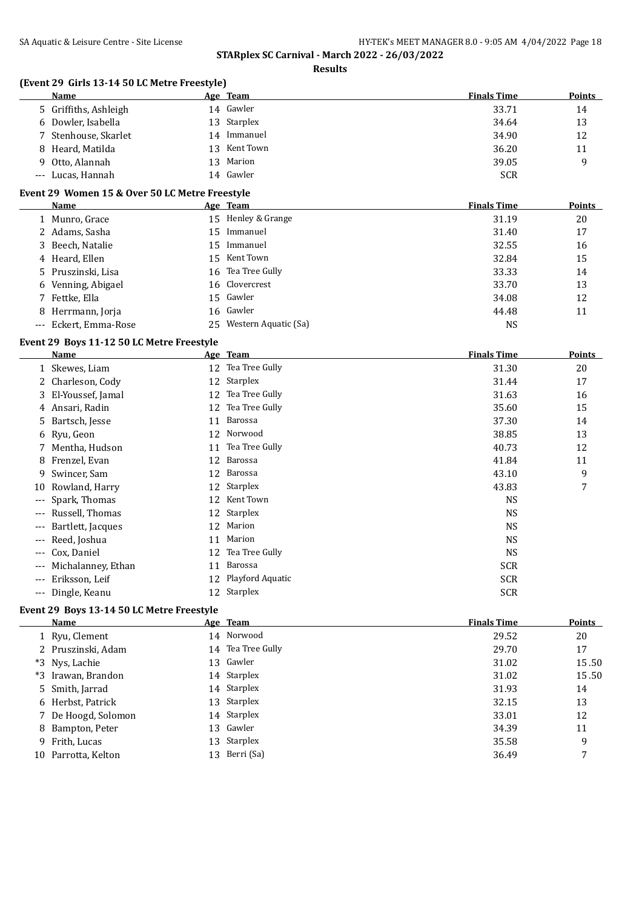**STARplex SC Carnival - March 2022 - 26/03/2022**

**Results**

### (Event 29 Girls 13-14 50 LC Metre Freestyle)

| | Name | Age | Team | Finals Time | Points |
|---|---|---|---|---|---|
| 5 | Griffiths, Ashleigh | 14 | Gawler | 33.71 | 14 |
| 6 | Dowler, Isabella | 13 | Starplex | 34.64 | 13 |
| 7 | Stenhouse, Skarlet | 14 | Immanuel | 34.90 | 12 |
| 8 | Heard, Matilda | 13 | Kent Town | 36.20 | 11 |
| 9 | Otto, Alannah | 13 | Marion | 39.05 | 9 |
| --- | Lucas, Hannah | 14 | Gawler | SCR | |

### Event 29 Women 15 & Over 50 LC Metre Freestyle

| | Name | Age | Team | Finals Time | Points |
|---|---|---|---|---|---|
| 1 | Munro, Grace | 15 | Henley & Grange | 31.19 | 20 |
| 2 | Adams, Sasha | 15 | Immanuel | 31.40 | 17 |
| 3 | Beech, Natalie | 15 | Immanuel | 32.55 | 16 |
| 4 | Heard, Ellen | 15 | Kent Town | 32.84 | 15 |
| 5 | Pruszinski, Lisa | 16 | Tea Tree Gully | 33.33 | 14 |
| 6 | Venning, Abigael | 16 | Clovercrest | 33.70 | 13 |
| 7 | Fettke, Ella | 15 | Gawler | 34.08 | 12 |
| 8 | Herrmann, Jorja | 16 | Gawler | 44.48 | 11 |
| --- | Eckert, Emma-Rose | 25 | Western Aquatic (Sa) | NS | |

### Event 29 Boys 11-12 50 LC Metre Freestyle

| | Name | Age | Team | Finals Time | Points |
|---|---|---|---|---|---|
| 1 | Skewes, Liam | 12 | Tea Tree Gully | 31.30 | 20 |
| 2 | Charleson, Cody | 12 | Starplex | 31.44 | 17 |
| 3 | El-Youssef, Jamal | 12 | Tea Tree Gully | 31.63 | 16 |
| 4 | Ansari, Radin | 12 | Tea Tree Gully | 35.60 | 15 |
| 5 | Bartsch, Jesse | 11 | Barossa | 37.30 | 14 |
| 6 | Ryu, Geon | 12 | Norwood | 38.85 | 13 |
| 7 | Mentha, Hudson | 11 | Tea Tree Gully | 40.73 | 12 |
| 8 | Frenzel, Evan | 12 | Barossa | 41.84 | 11 |
| 9 | Swincer, Sam | 12 | Barossa | 43.10 | 9 |
| 10 | Rowland, Harry | 12 | Starplex | 43.83 | 7 |
| --- | Spark, Thomas | 12 | Kent Town | NS | |
| --- | Russell, Thomas | 12 | Starplex | NS | |
| --- | Bartlett, Jacques | 12 | Marion | NS | |
| --- | Reed, Joshua | 11 | Marion | NS | |
| --- | Cox, Daniel | 12 | Tea Tree Gully | NS | |
| --- | Michalanney, Ethan | 11 | Barossa | SCR | |
| --- | Eriksson, Leif | 12 | Playford Aquatic | SCR | |
| --- | Dingle, Keanu | 12 | Starplex | SCR | |

### Event 29 Boys 13-14 50 LC Metre Freestyle

| | Name | Age | Team | Finals Time | Points |
|---|---|---|---|---|---|
| 1 | Ryu, Clement | 14 | Norwood | 29.52 | 20 |
| 2 | Pruszinski, Adam | 14 | Tea Tree Gully | 29.70 | 17 |
| *3 | Nys, Lachie | 13 | Gawler | 31.02 | 15.50 |
| *3 | Irawan, Brandon | 14 | Starplex | 31.02 | 15.50 |
| 5 | Smith, Jarrad | 14 | Starplex | 31.93 | 14 |
| 6 | Herbst, Patrick | 13 | Starplex | 32.15 | 13 |
| 7 | De Hoogd, Solomon | 14 | Starplex | 33.01 | 12 |
| 8 | Bampton, Peter | 13 | Gawler | 34.39 | 11 |
| 9 | Frith, Lucas | 13 | Starplex | 35.58 | 9 |
| 10 | Parrotta, Kelton | 13 | Berri (Sa) | 36.49 | 7 |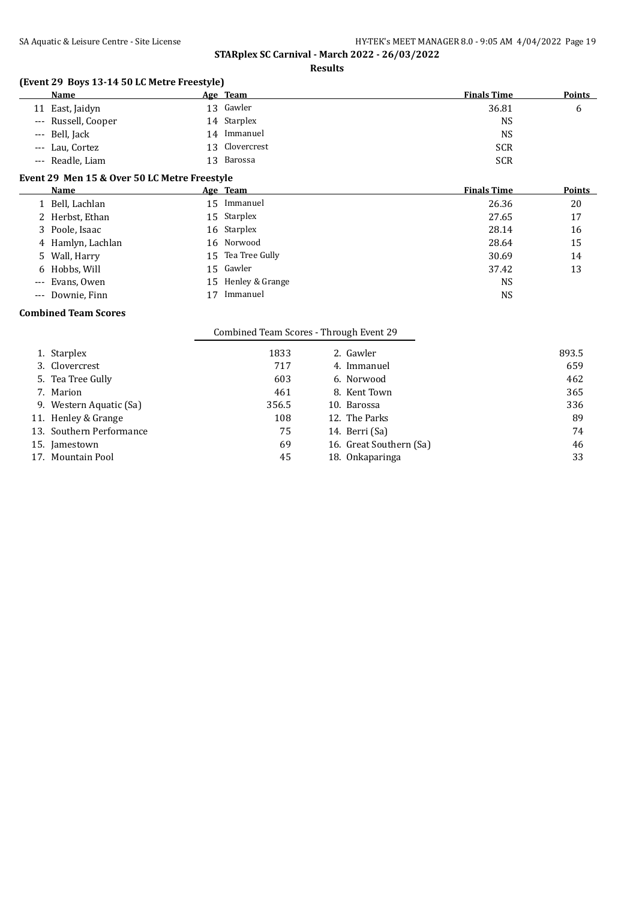**STARplex SC Carnival - March 2022 - 26/03/2022**

**Results**

### (Event 29 Boys 13-14 50 LC Metre Freestyle)

| | Name | Age | Team | Finals Time | Points |
|---|---|---|---|---|---|
| 11 | East, Jaidyn | 13 | Gawler | 36.81 | 6 |
| --- | Russell, Cooper | 14 | Starplex | NS | |
| --- | Bell, Jack | 14 | Immanuel | NS | |
| --- | Lau, Cortez | 13 | Clovercrest | SCR | |
| --- | Readle, Liam | 13 | Barossa | SCR | |

### Event 29 Men 15 & Over 50 LC Metre Freestyle

| | Name | Age | Team | Finals Time | Points |
|---|---|---|---|---|---|
| 1 | Bell, Lachlan | 15 | Immanuel | 26.36 | 20 |
| 2 | Herbst, Ethan | 15 | Starplex | 27.65 | 17 |
| 3 | Poole, Isaac | 16 | Starplex | 28.14 | 16 |
| 4 | Hamlyn, Lachlan | 16 | Norwood | 28.64 | 15 |
| 5 | Wall, Harry | 15 | Tea Tree Gully | 30.69 | 14 |
| 6 | Hobbs, Will | 15 | Gawler | 37.42 | 13 |
| --- | Evans, Owen | 15 | Henley & Grange | NS | |
| --- | Downie, Finn | 17 | Immanuel | NS | |

### Combined Team Scores

Combined Team Scores - Through Event 29

| | | | | | |
|---|---|---|---|---|---|
| 1. | Starplex | 1833 | 2. | Gawler | 893.5 |
| 3. | Clovercrest | 717 | 4. | Immanuel | 659 |
| 5. | Tea Tree Gully | 603 | 6. | Norwood | 462 |
| 7. | Marion | 461 | 8. | Kent Town | 365 |
| 9. | Western Aquatic (Sa) | 356.5 | 10. | Barossa | 336 |
| 11. | Henley & Grange | 108 | 12. | The Parks | 89 |
| 13. | Southern Performance | 75 | 14. | Berri (Sa) | 74 |
| 15. | Jamestown | 69 | 16. | Great Southern (Sa) | 46 |
| 17. | Mountain Pool | 45 | 18. | Onkaparinga | 33 |